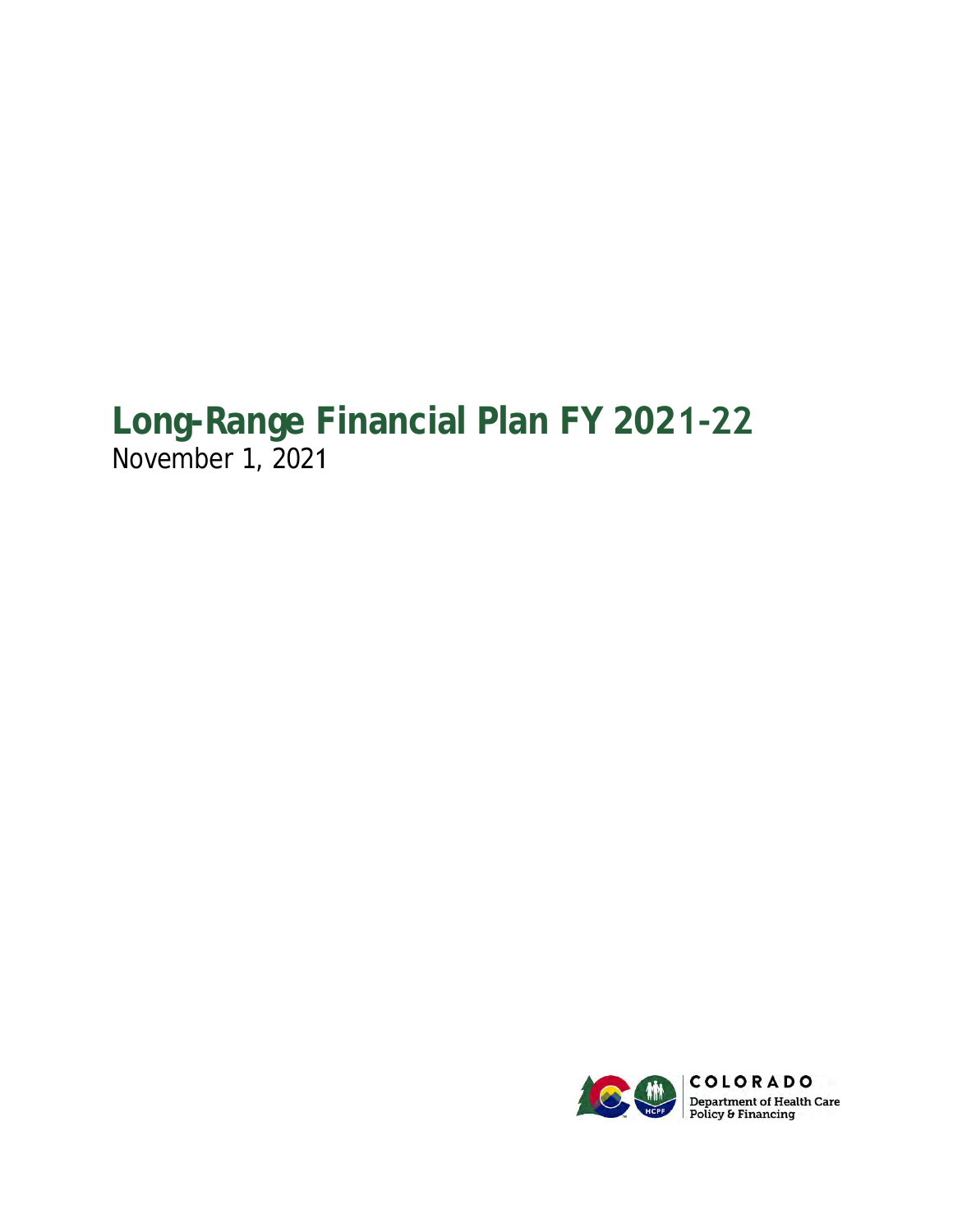# Long-Range Financial Plan FY 2021-22

November 1, 2021

COLORADO
Department of Health Care Policy & Financing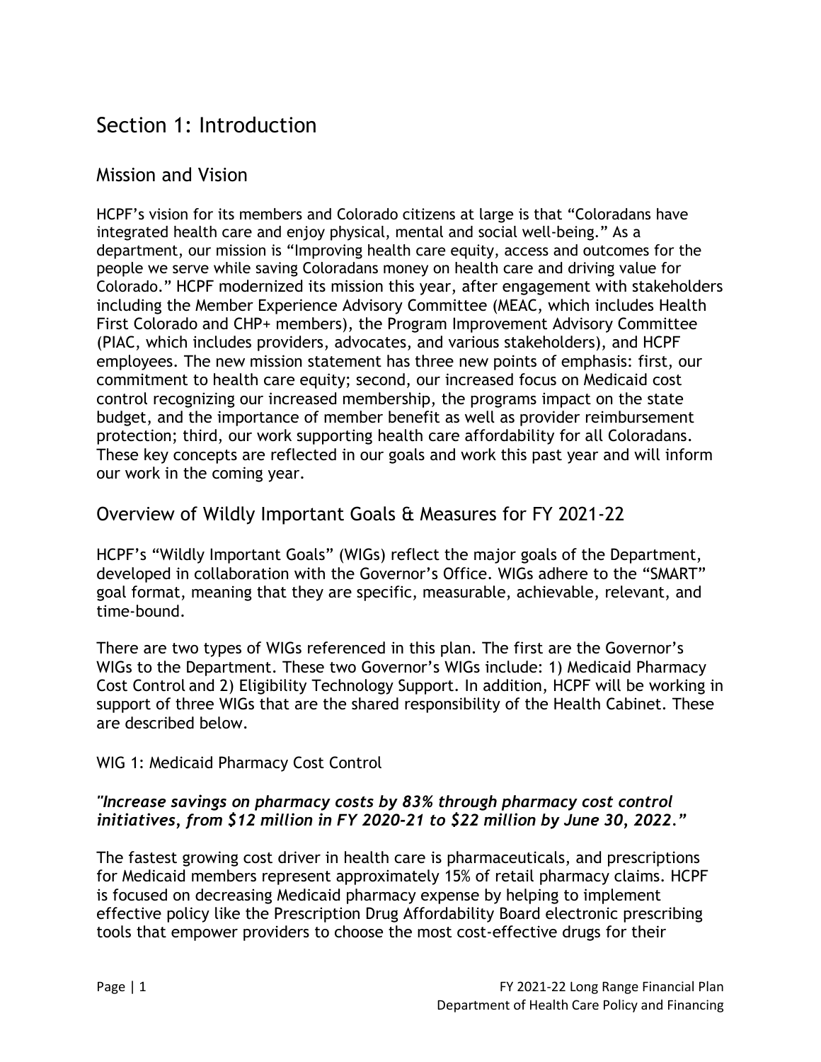# Section 1: Introduction

## Mission and Vision

HCPF's vision for its members and Colorado citizens at large is that "Coloradans have integrated health care and enjoy physical, mental and social well-being." As a department, our mission is "Improving health care equity, access and outcomes for the people we serve while saving Coloradans money on health care and driving value for Colorado." HCPF modernized its mission this year, after engagement with stakeholders including the Member Experience Advisory Committee (MEAC, which includes Health First Colorado and CHP+ members), the Program Improvement Advisory Committee (PIAC, which includes providers, advocates, and various stakeholders), and HCPF employees. The new mission statement has three new points of emphasis: first, our commitment to health care equity; second, our increased focus on Medicaid cost control recognizing our increased membership, the programs impact on the state budget, and the importance of member benefit as well as provider reimbursement protection; third, our work supporting health care affordability for all Coloradans. These key concepts are reflected in our goals and work this past year and will inform our work in the coming year.

## Overview of Wildly Important Goals & Measures for FY 2021-22

HCPF's "Wildly Important Goals" (WIGs) reflect the major goals of the Department, developed in collaboration with the Governor's Office. WIGs adhere to the "SMART" goal format, meaning that they are specific, measurable, achievable, relevant, and time-bound.

There are two types of WIGs referenced in this plan. The first are the Governor's WIGs to the Department. These two Governor's WIGs include: 1) Medicaid Pharmacy Cost Control and 2) Eligibility Technology Support. In addition, HCPF will be working in support of three WIGs that are the shared responsibility of the Health Cabinet. These are described below.

WIG 1: Medicaid Pharmacy Cost Control

***"Increase savings on pharmacy costs by 83% through pharmacy cost control initiatives, from $12 million in FY 2020-21 to $22 million by June 30, 2022."***

The fastest growing cost driver in health care is pharmaceuticals, and prescriptions for Medicaid members represent approximately 15% of retail pharmacy claims. HCPF is focused on decreasing Medicaid pharmacy expense by helping to implement effective policy like the Prescription Drug Affordability Board electronic prescribing tools that empower providers to choose the most cost-effective drugs for their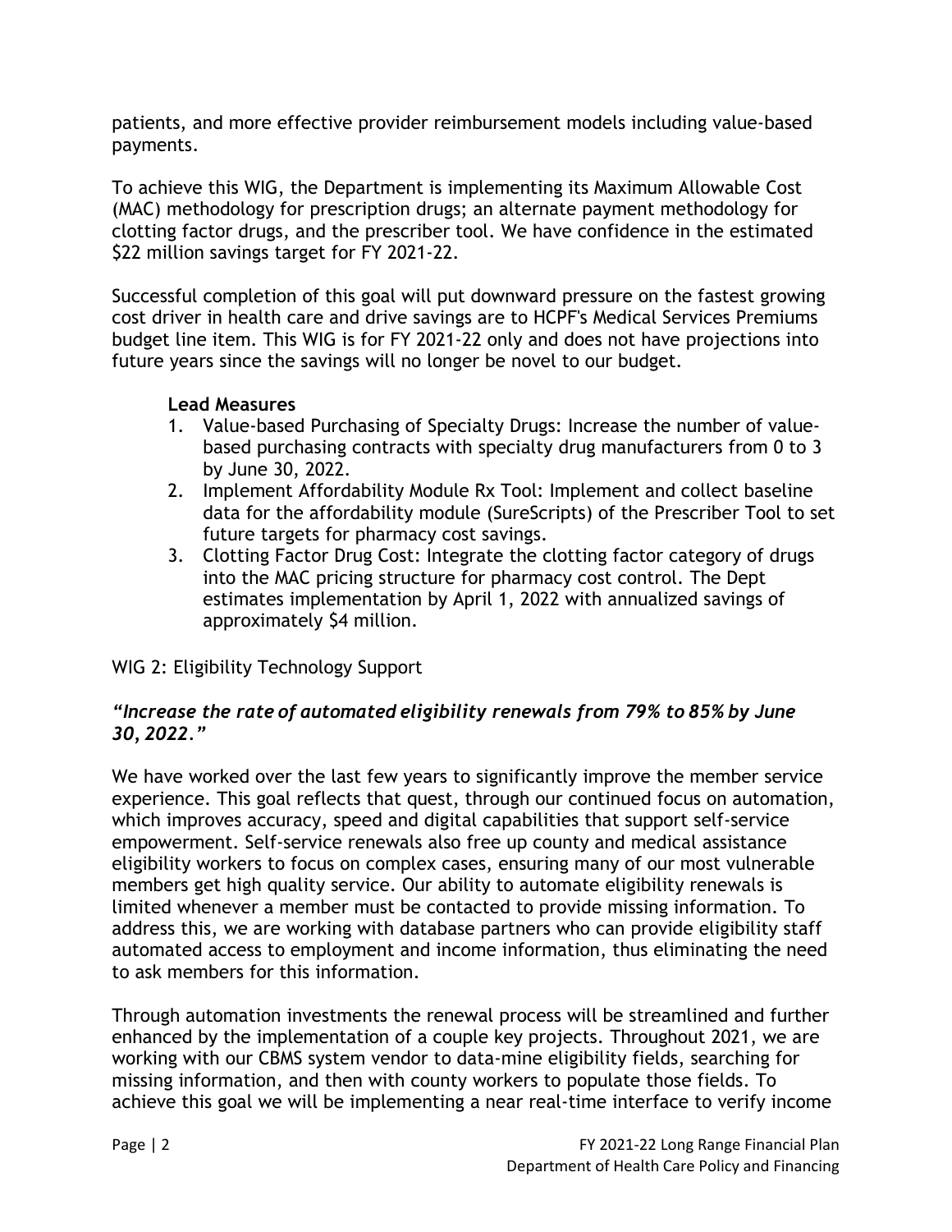patients, and more effective provider reimbursement models including value-based payments.

To achieve this WIG, the Department is implementing its Maximum Allowable Cost (MAC) methodology for prescription drugs; an alternate payment methodology for clotting factor drugs, and the prescriber tool. We have confidence in the estimated $22 million savings target for FY 2021-22.

Successful completion of this goal will put downward pressure on the fastest growing cost driver in health care and drive savings are to HCPF's Medical Services Premiums budget line item. This WIG is for FY 2021-22 only and does not have projections into future years since the savings will no longer be novel to our budget.

**Lead Measures**

1. Value-based Purchasing of Specialty Drugs: Increase the number of value-based purchasing contracts with specialty drug manufacturers from 0 to 3 by June 30, 2022.
2. Implement Affordability Module Rx Tool: Implement and collect baseline data for the affordability module (SureScripts) of the Prescriber Tool to set future targets for pharmacy cost savings.
3. Clotting Factor Drug Cost: Integrate the clotting factor category of drugs into the MAC pricing structure for pharmacy cost control. The Dept estimates implementation by April 1, 2022 with annualized savings of approximately $4 million.

WIG 2: Eligibility Technology Support

***"Increase the rate of automated eligibility renewals from 79% to 85% by June 30, 2022."***

We have worked over the last few years to significantly improve the member service experience. This goal reflects that quest, through our continued focus on automation, which improves accuracy, speed and digital capabilities that support self-service empowerment. Self-service renewals also free up county and medical assistance eligibility workers to focus on complex cases, ensuring many of our most vulnerable members get high quality service. Our ability to automate eligibility renewals is limited whenever a member must be contacted to provide missing information. To address this, we are working with database partners who can provide eligibility staff automated access to employment and income information, thus eliminating the need to ask members for this information.

Through automation investments the renewal process will be streamlined and further enhanced by the implementation of a couple key projects. Throughout 2021, we are working with our CBMS system vendor to data-mine eligibility fields, searching for missing information, and then with county workers to populate those fields. To achieve this goal we will be implementing a near real-time interface to verify income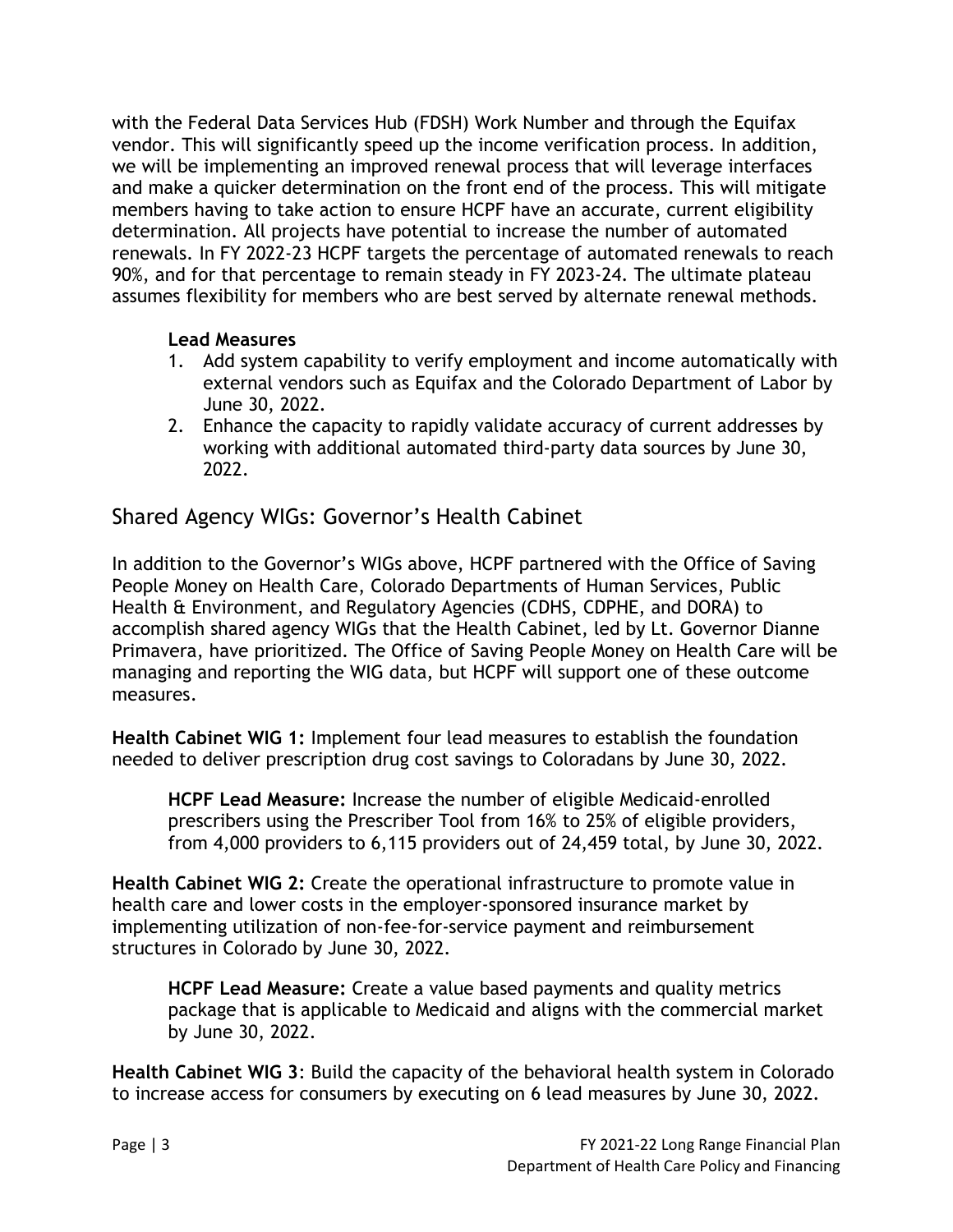with the Federal Data Services Hub (FDSH) Work Number and through the Equifax vendor. This will significantly speed up the income verification process. In addition, we will be implementing an improved renewal process that will leverage interfaces and make a quicker determination on the front end of the process. This will mitigate members having to take action to ensure HCPF have an accurate, current eligibility determination. All projects have potential to increase the number of automated renewals. In FY 2022-23 HCPF targets the percentage of automated renewals to reach 90%, and for that percentage to remain steady in FY 2023-24. The ultimate plateau assumes flexibility for members who are best served by alternate renewal methods.

**Lead Measures**

1. Add system capability to verify employment and income automatically with external vendors such as Equifax and the Colorado Department of Labor by June 30, 2022.
2. Enhance the capacity to rapidly validate accuracy of current addresses by working with additional automated third-party data sources by June 30, 2022.

## Shared Agency WIGs: Governor's Health Cabinet

In addition to the Governor's WIGs above, HCPF partnered with the Office of Saving People Money on Health Care, Colorado Departments of Human Services, Public Health & Environment, and Regulatory Agencies (CDHS, CDPHE, and DORA) to accomplish shared agency WIGs that the Health Cabinet, led by Lt. Governor Dianne Primavera, have prioritized. The Office of Saving People Money on Health Care will be managing and reporting the WIG data, but HCPF will support one of these outcome measures.

**Health Cabinet WIG 1:** Implement four lead measures to establish the foundation needed to deliver prescription drug cost savings to Coloradans by June 30, 2022.

> **HCPF Lead Measure:** Increase the number of eligible Medicaid-enrolled prescribers using the Prescriber Tool from 16% to 25% of eligible providers, from 4,000 providers to 6,115 providers out of 24,459 total, by June 30, 2022.

**Health Cabinet WIG 2:** Create the operational infrastructure to promote value in health care and lower costs in the employer-sponsored insurance market by implementing utilization of non-fee-for-service payment and reimbursement structures in Colorado by June 30, 2022.

> **HCPF Lead Measure:** Create a value based payments and quality metrics package that is applicable to Medicaid and aligns with the commercial market by June 30, 2022.

**Health Cabinet WIG 3**: Build the capacity of the behavioral health system in Colorado to increase access for consumers by executing on 6 lead measures by June 30, 2022.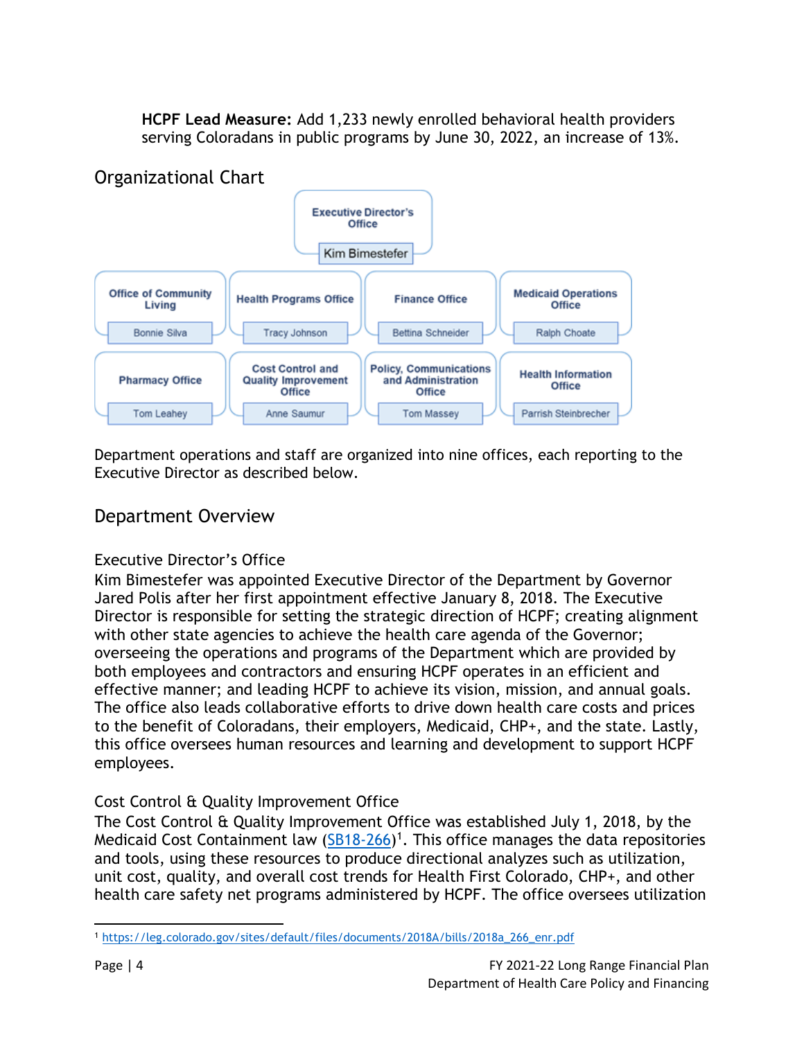**HCPF Lead Measure:** Add 1,233 newly enrolled behavioral health providers serving Coloradans in public programs by June 30, 2022, an increase of 13%.

## Organizational Chart

Executive Director's Office — Kim Bimestefer

| Office | Director |
| --- | --- |
| Office of Community Living | Bonnie Silva |
| Health Programs Office | Tracy Johnson |
| Finance Office | Bettina Schneider |
| Medicaid Operations Office | Ralph Choate |
| Pharmacy Office | Tom Leahey |
| Cost Control and Quality Improvement Office | Anne Saumur |
| Policy, Communications and Administration Office | Tom Massey |
| Health Information Office | Parrish Steinbrecher |

Department operations and staff are organized into nine offices, each reporting to the Executive Director as described below.

## Department Overview

### Executive Director's Office

Kim Bimestefer was appointed Executive Director of the Department by Governor Jared Polis after her first appointment effective January 8, 2018. The Executive Director is responsible for setting the strategic direction of HCPF; creating alignment with other state agencies to achieve the health care agenda of the Governor; overseeing the operations and programs of the Department which are provided by both employees and contractors and ensuring HCPF operates in an efficient and effective manner; and leading HCPF to achieve its vision, mission, and annual goals. The office also leads collaborative efforts to drive down health care costs and prices to the benefit of Coloradans, their employers, Medicaid, CHP+, and the state. Lastly, this office oversees human resources and learning and development to support HCPF employees.

### Cost Control & Quality Improvement Office

The Cost Control & Quality Improvement Office was established July 1, 2018, by the Medicaid Cost Containment law (SB18-266)[1]. This office manages the data repositories and tools, using these resources to produce directional analyzes such as utilization, unit cost, quality, and overall cost trends for Health First Colorado, CHP+, and other health care safety net programs administered by HCPF. The office oversees utilization

[1] https://leg.colorado.gov/sites/default/files/documents/2018A/bills/2018a_266_enr.pdf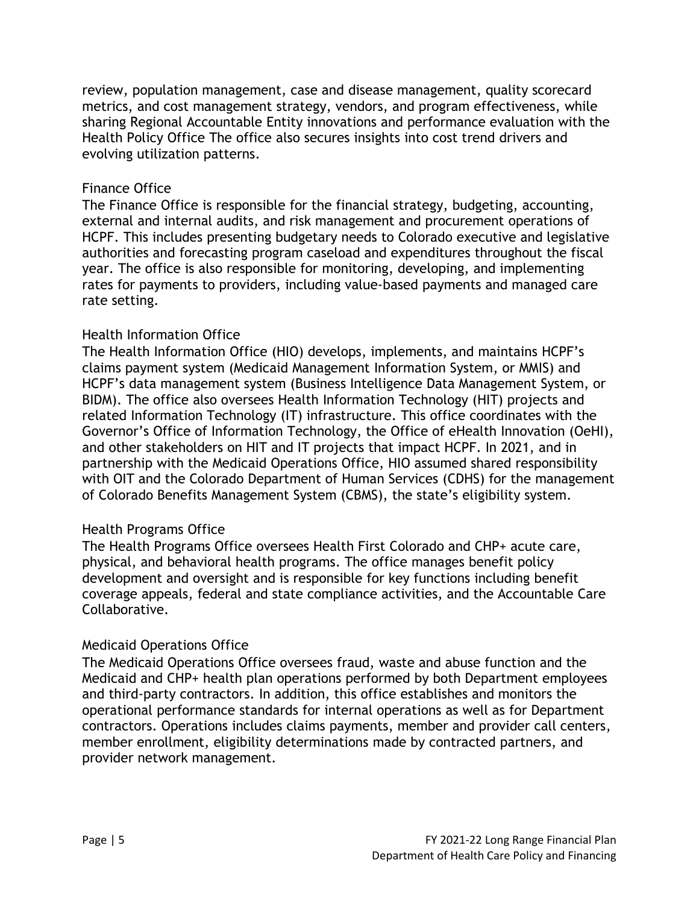review, population management, case and disease management, quality scorecard metrics, and cost management strategy, vendors, and program effectiveness, while sharing Regional Accountable Entity innovations and performance evaluation with the Health Policy Office The office also secures insights into cost trend drivers and evolving utilization patterns.

### Finance Office

The Finance Office is responsible for the financial strategy, budgeting, accounting, external and internal audits, and risk management and procurement operations of HCPF. This includes presenting budgetary needs to Colorado executive and legislative authorities and forecasting program caseload and expenditures throughout the fiscal year. The office is also responsible for monitoring, developing, and implementing rates for payments to providers, including value-based payments and managed care rate setting.

### Health Information Office

The Health Information Office (HIO) develops, implements, and maintains HCPF's claims payment system (Medicaid Management Information System, or MMIS) and HCPF's data management system (Business Intelligence Data Management System, or BIDM). The office also oversees Health Information Technology (HIT) projects and related Information Technology (IT) infrastructure. This office coordinates with the Governor's Office of Information Technology, the Office of eHealth Innovation (OeHI), and other stakeholders on HIT and IT projects that impact HCPF. In 2021, and in partnership with the Medicaid Operations Office, HIO assumed shared responsibility with OIT and the Colorado Department of Human Services (CDHS) for the management of Colorado Benefits Management System (CBMS), the state's eligibility system.

### Health Programs Office

The Health Programs Office oversees Health First Colorado and CHP+ acute care, physical, and behavioral health programs. The office manages benefit policy development and oversight and is responsible for key functions including benefit coverage appeals, federal and state compliance activities, and the Accountable Care Collaborative.

### Medicaid Operations Office

The Medicaid Operations Office oversees fraud, waste and abuse function and the Medicaid and CHP+ health plan operations performed by both Department employees and third-party contractors. In addition, this office establishes and monitors the operational performance standards for internal operations as well as for Department contractors. Operations includes claims payments, member and provider call centers, member enrollment, eligibility determinations made by contracted partners, and provider network management.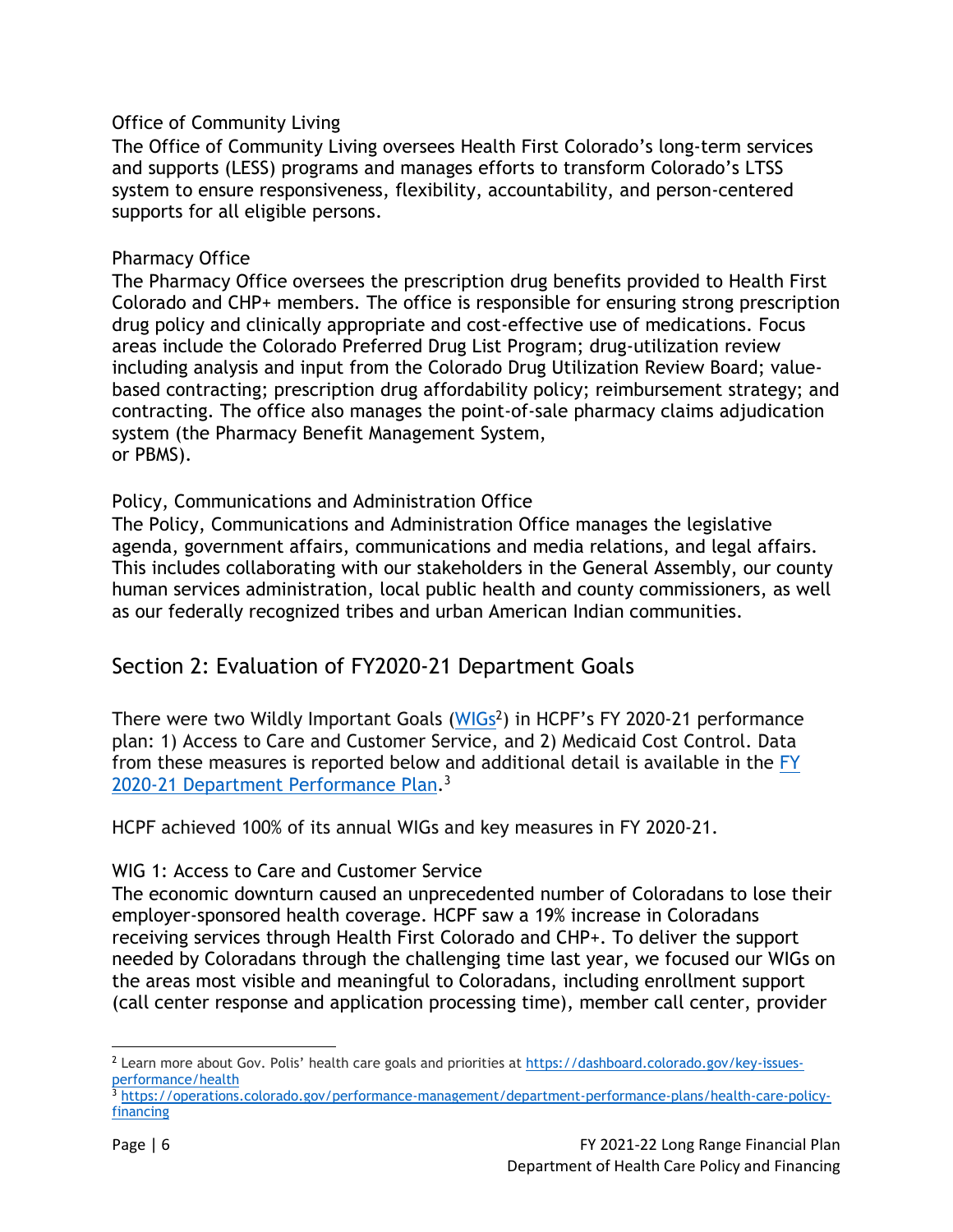### Office of Community Living

The Office of Community Living oversees Health First Colorado's long-term services and supports (LESS) programs and manages efforts to transform Colorado's LTSS system to ensure responsiveness, flexibility, accountability, and person-centered supports for all eligible persons.

### Pharmacy Office

The Pharmacy Office oversees the prescription drug benefits provided to Health First Colorado and CHP+ members. The office is responsible for ensuring strong prescription drug policy and clinically appropriate and cost-effective use of medications. Focus areas include the Colorado Preferred Drug List Program; drug-utilization review including analysis and input from the Colorado Drug Utilization Review Board; value-based contracting; prescription drug affordability policy; reimbursement strategy; and contracting. The office also manages the point-of-sale pharmacy claims adjudication system (the Pharmacy Benefit Management System, or PBMS).

### Policy, Communications and Administration Office

The Policy, Communications and Administration Office manages the legislative agenda, government affairs, communications and media relations, and legal affairs. This includes collaborating with our stakeholders in the General Assembly, our county human services administration, local public health and county commissioners, as well as our federally recognized tribes and urban American Indian communities.

## Section 2: Evaluation of FY2020-21 Department Goals

There were two Wildly Important Goals (WIGs[2]) in HCPF's FY 2020-21 performance plan: 1) Access to Care and Customer Service, and 2) Medicaid Cost Control. Data from these measures is reported below and additional detail is available in the FY 2020-21 Department Performance Plan.[3]

HCPF achieved 100% of its annual WIGs and key measures in FY 2020-21.

### WIG 1: Access to Care and Customer Service

The economic downturn caused an unprecedented number of Coloradans to lose their employer-sponsored health coverage. HCPF saw a 19% increase in Coloradans receiving services through Health First Colorado and CHP+. To deliver the support needed by Coloradans through the challenging time last year, we focused our WIGs on the areas most visible and meaningful to Coloradans, including enrollment support (call center response and application processing time), member call center, provider

---

[2] Learn more about Gov. Polis' health care goals and priorities at https://dashboard.colorado.gov/key-issues-performance/health

[3] https://operations.colorado.gov/performance-management/department-performance-plans/health-care-policy-financing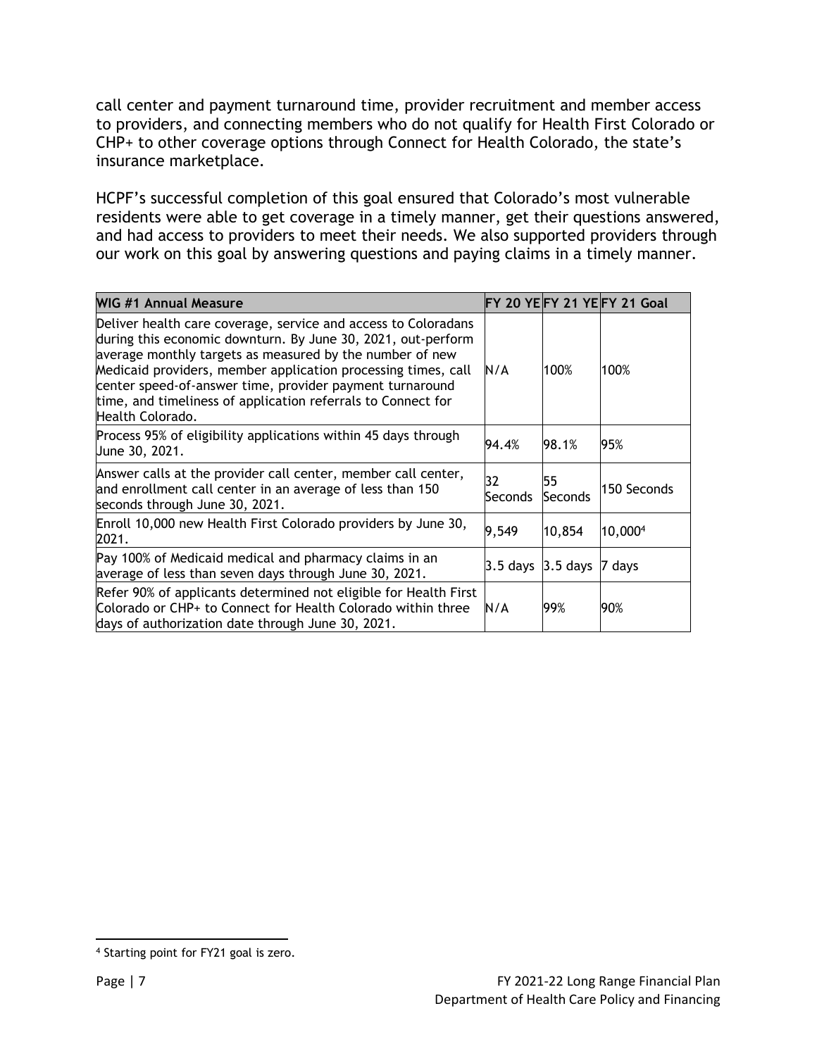call center and payment turnaround time, provider recruitment and member access to providers, and connecting members who do not qualify for Health First Colorado or CHP+ to other coverage options through Connect for Health Colorado, the state's insurance marketplace.

HCPF's successful completion of this goal ensured that Colorado's most vulnerable residents were able to get coverage in a timely manner, get their questions answered, and had access to providers to meet their needs. We also supported providers through our work on this goal by answering questions and paying claims in a timely manner.

| WIG #1 Annual Measure | FY 20 YE | FY 21 YE | FY 21 Goal |
|---|---|---|---|
| Deliver health care coverage, service and access to Coloradans during this economic downturn. By June 30, 2021, out-perform average monthly targets as measured by the number of new Medicaid providers, member application processing times, call center speed-of-answer time, provider payment turnaround time, and timeliness of application referrals to Connect for Health Colorado. | N/A | 100% | 100% |
| Process 95% of eligibility applications within 45 days through June 30, 2021. | 94.4% | 98.1% | 95% |
| Answer calls at the provider call center, member call center, and enrollment call center in an average of less than 150 seconds through June 30, 2021. | 32 Seconds | 55 Seconds | 150 Seconds |
| Enroll 10,000 new Health First Colorado providers by June 30, 2021. | 9,549 | 10,854 | 10,000[4] |
| Pay 100% of Medicaid medical and pharmacy claims in an average of less than seven days through June 30, 2021. | 3.5 days | 3.5 days | 7 days |
| Refer 90% of applicants determined not eligible for Health First Colorado or CHP+ to Connect for Health Colorado within three days of authorization date through June 30, 2021. | N/A | 99% | 90% |

[4] Starting point for FY21 goal is zero.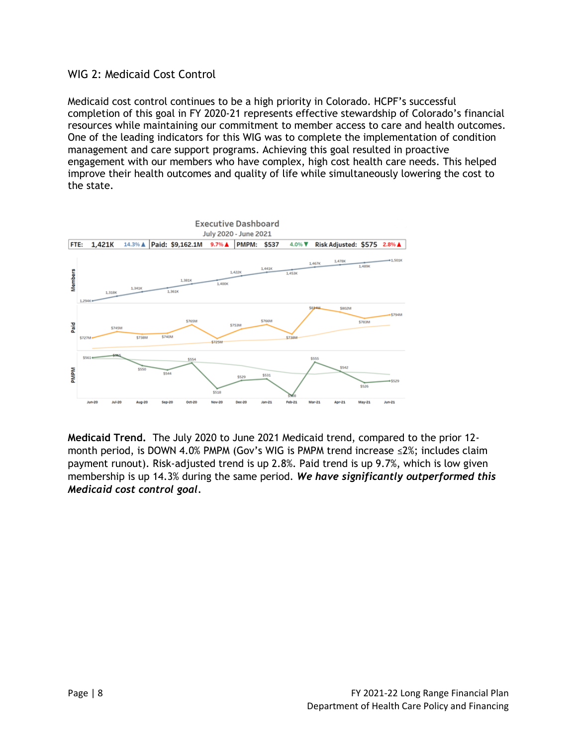## WIG 2: Medicaid Cost Control

Medicaid cost control continues to be a high priority in Colorado. HCPF's successful completion of this goal in FY 2020-21 represents effective stewardship of Colorado's financial resources while maintaining our commitment to member access to care and health outcomes. One of the leading indicators for this WIG was to complete the implementation of condition management and care support programs. Achieving this goal resulted in proactive engagement with our members who have complex, high cost health care needs. This helped improve their health outcomes and quality of life while simultaneously lowering the cost to the state.

Executive Dashboard
July 2020 - June 2021

| FTE: 1,421K 14.3% ▲ | Paid: $9,162.1M 9.7% ▲ | PMPM: $537 4.0% ▼ | Risk Adjusted: $575 2.8% ▲ |
| --- | --- | --- | --- |

| | Jun-20 | Jul-20 | Aug-20 | Sep-20 | Oct-20 | Nov-20 | Dec-20 | Jan-21 | Feb-21 | Mar-21 | Apr-21 | May-21 | Jun-21 |
| --- | --- | --- | --- | --- | --- | --- | --- | --- | --- | --- | --- | --- | --- |
| Members | 1,294K | 1,318K | 1,341K | 1,361K | 1,381K | 1,400K | 1,422K | 1,441K | 1,453K | 1,467K | 1,478K | 1,489K | 1,501K |
| Paid | $727M | $745M | $738M | $740M | $765M | $725M | $753M | $766M | $738M | $814M | $802M | $783M | $794M |
| PMPM | $561 | $565 | $550 | $544 | $554 | $518 | $529 | $531 | $508 | $555 | $542 | $526 | $529 |

**Medicaid Trend.** The July 2020 to June 2021 Medicaid trend, compared to the prior 12-month period, is DOWN 4.0% PMPM (Gov's WIG is PMPM trend increase ≤2%; includes claim payment runout). Risk-adjusted trend is up 2.8%. Paid trend is up 9.7%, which is low given membership is up 14.3% during the same period. ***We have significantly outperformed this Medicaid cost control goal***.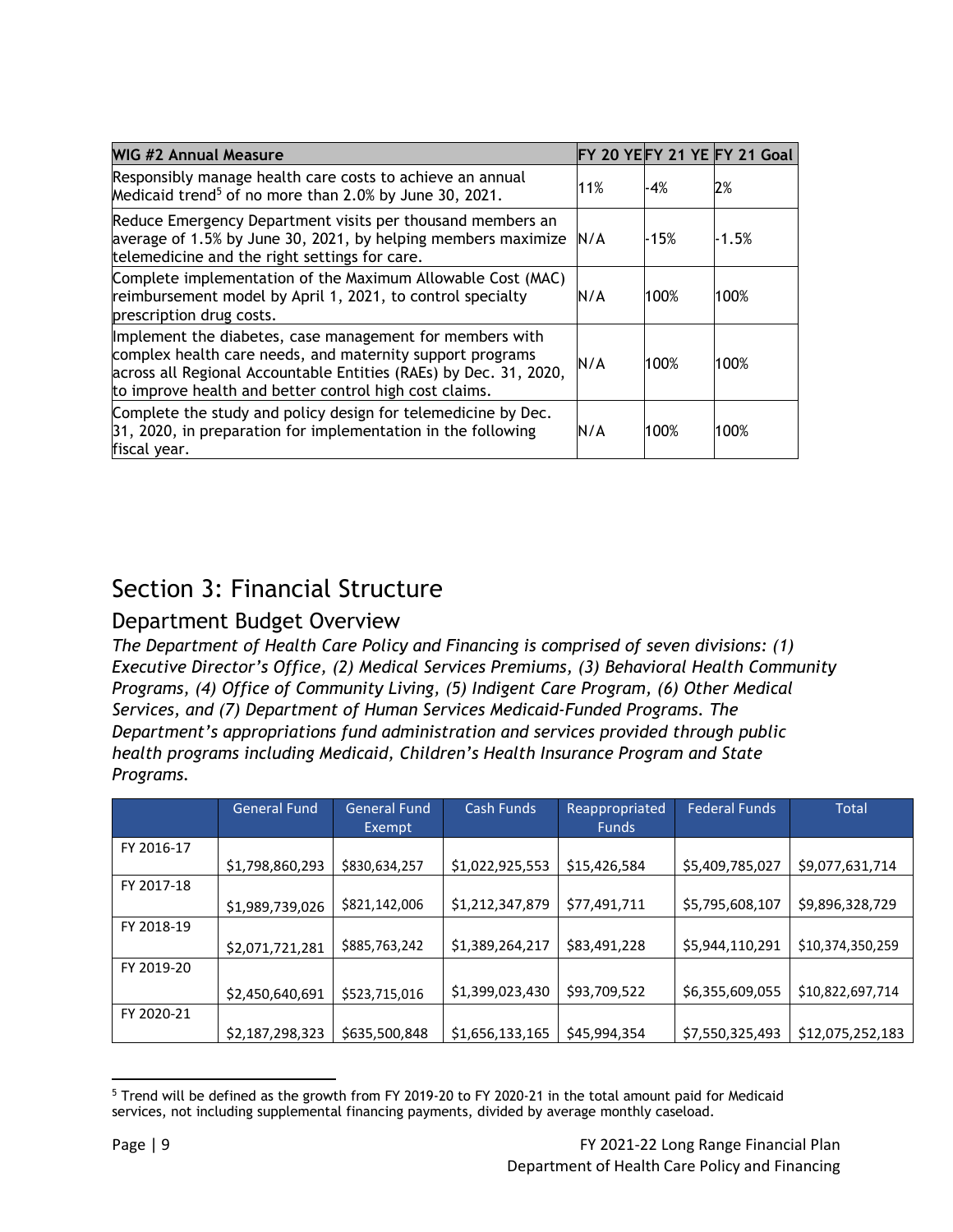| WIG #2 Annual Measure | FY 20 YE | FY 21 YE | FY 21 Goal |
|---|---|---|---|
| Responsibly manage health care costs to achieve an annual Medicaid trend[5] of no more than 2.0% by June 30, 2021. | 11% | -4% | 2% |
| Reduce Emergency Department visits per thousand members an average of 1.5% by June 30, 2021, by helping members maximize telemedicine and the right settings for care. | N/A | -15% | -1.5% |
| Complete implementation of the Maximum Allowable Cost (MAC) reimbursement model by April 1, 2021, to control specialty prescription drug costs. | N/A | 100% | 100% |
| Implement the diabetes, case management for members with complex health care needs, and maternity support programs across all Regional Accountable Entities (RAEs) by Dec. 31, 2020, to improve health and better control high cost claims. | N/A | 100% | 100% |
| Complete the study and policy design for telemedicine by Dec. 31, 2020, in preparation for implementation in the following fiscal year. | N/A | 100% | 100% |

# Section 3: Financial Structure

## Department Budget Overview

*The Department of Health Care Policy and Financing is comprised of seven divisions: (1) Executive Director's Office, (2) Medical Services Premiums, (3) Behavioral Health Community Programs, (4) Office of Community Living, (5) Indigent Care Program, (6) Other Medical Services, and (7) Department of Human Services Medicaid-Funded Programs. The Department's appropriations fund administration and services provided through public health programs including Medicaid, Children's Health Insurance Program and State Programs.*

| | General Fund | General Fund Exempt | Cash Funds | Reappropriated Funds | Federal Funds | Total |
|---|---|---|---|---|---|---|
| FY 2016-17 | $1,798,860,293 | $830,634,257 | $1,022,925,553 | $15,426,584 | $5,409,785,027 | $9,077,631,714 |
| FY 2017-18 | $1,989,739,026 | $821,142,006 | $1,212,347,879 | $77,491,711 | $5,795,608,107 | $9,896,328,729 |
| FY 2018-19 | $2,071,721,281 | $885,763,242 | $1,389,264,217 | $83,491,228 | $5,944,110,291 | $10,374,350,259 |
| FY 2019-20 | $2,450,640,691 | $523,715,016 | $1,399,023,430 | $93,709,522 | $6,355,609,055 | $10,822,697,714 |
| FY 2020-21 | $2,187,298,323 | $635,500,848 | $1,656,133,165 | $45,994,354 | $7,550,325,493 | $12,075,252,183 |

[5] Trend will be defined as the growth from FY 2019-20 to FY 2020-21 in the total amount paid for Medicaid services, not including supplemental financing payments, divided by average monthly caseload.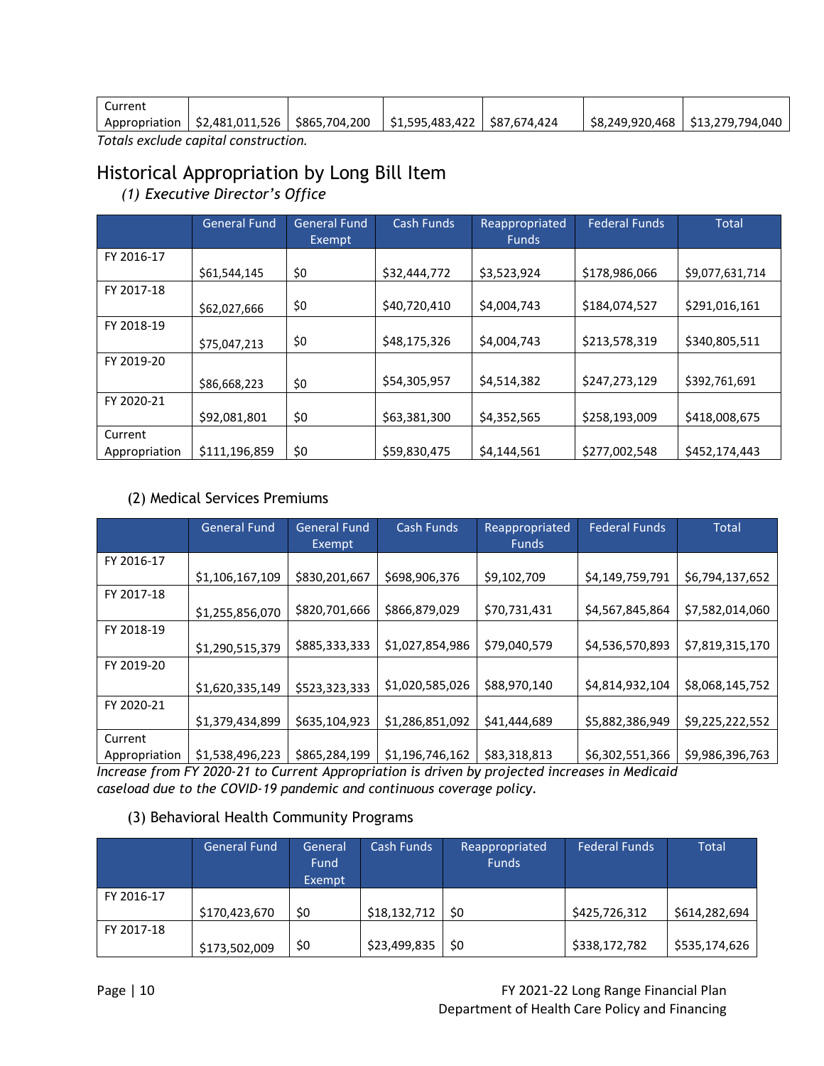| Current Appropriation | $2,481,011,526 | $865,704,200 | $1,595,483,422 | $87,674,424 | $8,249,920,468 | $13,279,794,040 |
|---|---|---|---|---|---|---|

*Totals exclude capital construction.*

## Historical Appropriation by Long Bill Item

### *(1) Executive Director's Office*

| | General Fund | General Fund Exempt | Cash Funds | Reappropriated Funds | Federal Funds | Total |
|---|---|---|---|---|---|---|
| FY 2016-17 | $61,544,145 | $0 | $32,444,772 | $3,523,924 | $178,986,066 | $9,077,631,714 |
| FY 2017-18 | $62,027,666 | $0 | $40,720,410 | $4,004,743 | $184,074,527 | $291,016,161 |
| FY 2018-19 | $75,047,213 | $0 | $48,175,326 | $4,004,743 | $213,578,319 | $340,805,511 |
| FY 2019-20 | $86,668,223 | $0 | $54,305,957 | $4,514,382 | $247,273,129 | $392,761,691 |
| FY 2020-21 | $92,081,801 | $0 | $63,381,300 | $4,352,565 | $258,193,009 | $418,008,675 |
| Current Appropriation | $111,196,859 | $0 | $59,830,475 | $4,144,561 | $277,002,548 | $452,174,443 |

### (2) Medical Services Premiums

| | General Fund | General Fund Exempt | Cash Funds | Reappropriated Funds | Federal Funds | Total |
|---|---|---|---|---|---|---|
| FY 2016-17 | $1,106,167,109 | $830,201,667 | $698,906,376 | $9,102,709 | $4,149,759,791 | $6,794,137,652 |
| FY 2017-18 | $1,255,856,070 | $820,701,666 | $866,879,029 | $70,731,431 | $4,567,845,864 | $7,582,014,060 |
| FY 2018-19 | $1,290,515,379 | $885,333,333 | $1,027,854,986 | $79,040,579 | $4,536,570,893 | $7,819,315,170 |
| FY 2019-20 | $1,620,335,149 | $523,323,333 | $1,020,585,026 | $88,970,140 | $4,814,932,104 | $8,068,145,752 |
| FY 2020-21 | $1,379,434,899 | $635,104,923 | $1,286,851,092 | $41,444,689 | $5,882,386,949 | $9,225,222,552 |
| Current Appropriation | $1,538,496,223 | $865,284,199 | $1,196,746,162 | $83,318,813 | $6,302,551,366 | $9,986,396,763 |

*Increase from FY 2020-21 to Current Appropriation is driven by projected increases in Medicaid caseload due to the COVID-19 pandemic and continuous coverage policy.*

### (3) Behavioral Health Community Programs

| | General Fund | General Fund Exempt | Cash Funds | Reappropriated Funds | Federal Funds | Total |
|---|---|---|---|---|---|---|
| FY 2016-17 | $170,423,670 | $0 | $18,132,712 | $0 | $425,726,312 | $614,282,694 |
| FY 2017-18 | $173,502,009 | $0 | $23,499,835 | $0 | $338,172,782 | $535,174,626 |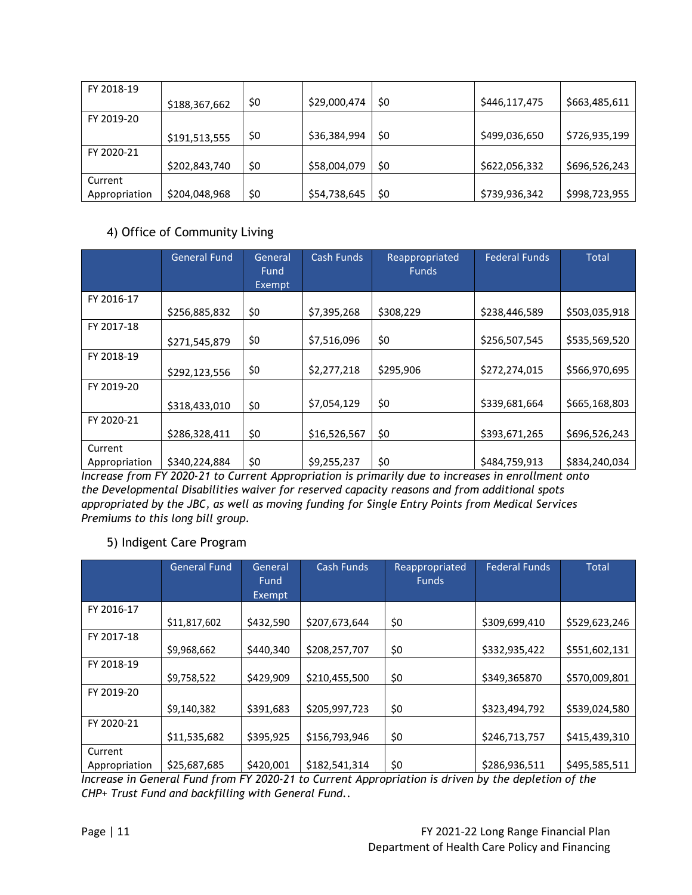| FY 2018-19 | $188,367,662 | $0 | $29,000,474 | $0 | $446,117,475 | $663,485,611 |
|---|---|---|---|---|---|---|
| FY 2019-20 | $191,513,555 | $0 | $36,384,994 | $0 | $499,036,650 | $726,935,199 |
| FY 2020-21 | $202,843,740 | $0 | $58,004,079 | $0 | $622,056,332 | $696,526,243 |
| Current Appropriation | $204,048,968 | $0 | $54,738,645 | $0 | $739,936,342 | $998,723,955 |

### 4) Office of Community Living

| | General Fund | General Fund Exempt | Cash Funds | Reappropriated Funds | Federal Funds | Total |
|---|---|---|---|---|---|---|
| FY 2016-17 | $256,885,832 | $0 | $7,395,268 | $308,229 | $238,446,589 | $503,035,918 |
| FY 2017-18 | $271,545,879 | $0 | $7,516,096 | $0 | $256,507,545 | $535,569,520 |
| FY 2018-19 | $292,123,556 | $0 | $2,277,218 | $295,906 | $272,274,015 | $566,970,695 |
| FY 2019-20 | $318,433,010 | $0 | $7,054,129 | $0 | $339,681,664 | $665,168,803 |
| FY 2020-21 | $286,328,411 | $0 | $16,526,567 | $0 | $393,671,265 | $696,526,243 |
| Current Appropriation | $340,224,884 | $0 | $9,255,237 | $0 | $484,759,913 | $834,240,034 |

*Increase from FY 2020-21 to Current Appropriation is primarily due to increases in enrollment onto the Developmental Disabilities waiver for reserved capacity reasons and from additional spots appropriated by the JBC, as well as moving funding for Single Entry Points from Medical Services Premiums to this long bill group.*

### 5) Indigent Care Program

| | General Fund | General Fund Exempt | Cash Funds | Reappropriated Funds | Federal Funds | Total |
|---|---|---|---|---|---|---|
| FY 2016-17 | $11,817,602 | $432,590 | $207,673,644 | $0 | $309,699,410 | $529,623,246 |
| FY 2017-18 | $9,968,662 | $440,340 | $208,257,707 | $0 | $332,935,422 | $551,602,131 |
| FY 2018-19 | $9,758,522 | $429,909 | $210,455,500 | $0 | $349,365870 | $570,009,801 |
| FY 2019-20 | $9,140,382 | $391,683 | $205,997,723 | $0 | $323,494,792 | $539,024,580 |
| FY 2020-21 | $11,535,682 | $395,925 | $156,793,946 | $0 | $246,713,757 | $415,439,310 |
| Current Appropriation | $25,687,685 | $420,001 | $182,541,314 | $0 | $286,936,511 | $495,585,511 |

*Increase in General Fund from FY 2020-21 to Current Appropriation is driven by the depletion of the CHP+ Trust Fund and backfilling with General Fund..*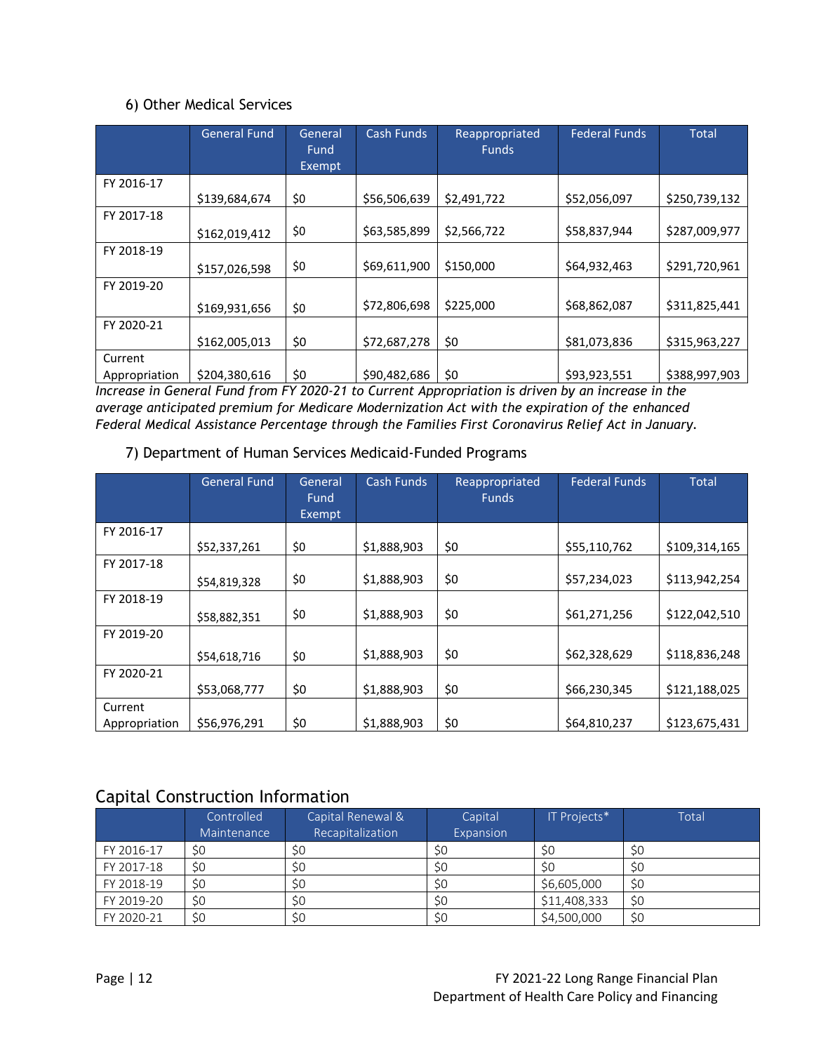### 6) Other Medical Services

| | General Fund | General Fund Exempt | Cash Funds | Reappropriated Funds | Federal Funds | Total |
|---|---|---|---|---|---|---|
| FY 2016-17 | $139,684,674 | $0 | $56,506,639 | $2,491,722 | $52,056,097 | $250,739,132 |
| FY 2017-18 | $162,019,412 | $0 | $63,585,899 | $2,566,722 | $58,837,944 | $287,009,977 |
| FY 2018-19 | $157,026,598 | $0 | $69,611,900 | $150,000 | $64,932,463 | $291,720,961 |
| FY 2019-20 | $169,931,656 | $0 | $72,806,698 | $225,000 | $68,862,087 | $311,825,441 |
| FY 2020-21 | $162,005,013 | $0 | $72,687,278 | $0 | $81,073,836 | $315,963,227 |
| Current Appropriation | $204,380,616 | $0 | $90,482,686 | $0 | $93,923,551 | $388,997,903 |

*Increase in General Fund from FY 2020-21 to Current Appropriation is driven by an increase in the average anticipated premium for Medicare Modernization Act with the expiration of the enhanced Federal Medical Assistance Percentage through the Families First Coronavirus Relief Act in January.*

### 7) Department of Human Services Medicaid-Funded Programs

| | General Fund | General Fund Exempt | Cash Funds | Reappropriated Funds | Federal Funds | Total |
|---|---|---|---|---|---|---|
| FY 2016-17 | $52,337,261 | $0 | $1,888,903 | $0 | $55,110,762 | $109,314,165 |
| FY 2017-18 | $54,819,328 | $0 | $1,888,903 | $0 | $57,234,023 | $113,942,254 |
| FY 2018-19 | $58,882,351 | $0 | $1,888,903 | $0 | $61,271,256 | $122,042,510 |
| FY 2019-20 | $54,618,716 | $0 | $1,888,903 | $0 | $62,328,629 | $118,836,248 |
| FY 2020-21 | $53,068,777 | $0 | $1,888,903 | $0 | $66,230,345 | $121,188,025 |
| Current Appropriation | $56,976,291 | $0 | $1,888,903 | $0 | $64,810,237 | $123,675,431 |

## Capital Construction Information

| | Controlled Maintenance | Capital Renewal & Recapitalization | Capital Expansion | IT Projects* | Total |
|---|---|---|---|---|---|
| FY 2016-17 | $0 | $0 | $0 | $0 | $0 |
| FY 2017-18 | $0 | $0 | $0 | $0 | $0 |
| FY 2018-19 | $0 | $0 | $0 | $6,605,000 | $0 |
| FY 2019-20 | $0 | $0 | $0 | $11,408,333 | $0 |
| FY 2020-21 | $0 | $0 | $0 | $4,500,000 | $0 |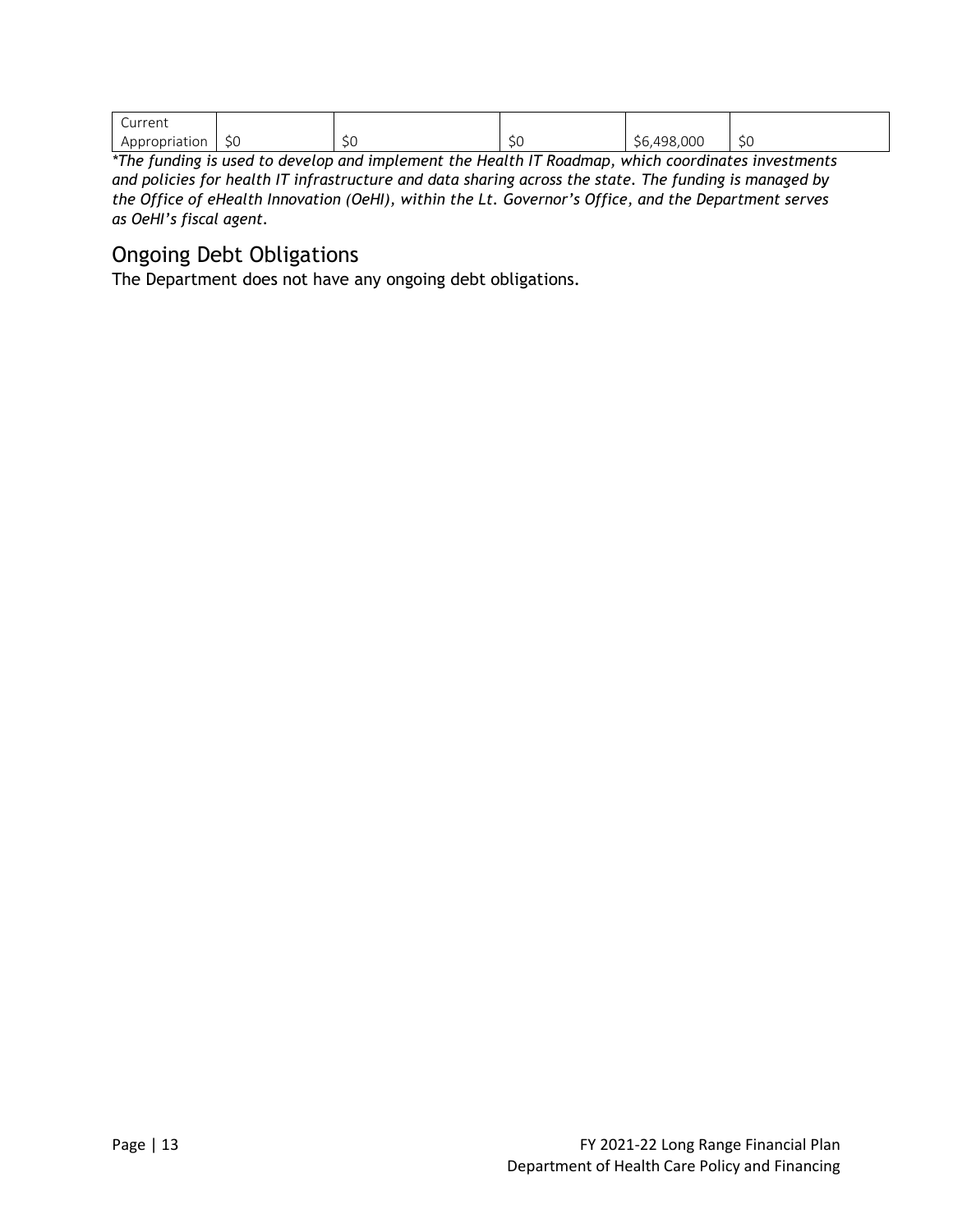| Current Appropriation | $0 | $0 | $0 | $6,498,000 | $0 |
|---|---|---|---|---|---|

*\*The funding is used to develop and implement the Health IT Roadmap, which coordinates investments and policies for health IT infrastructure and data sharing across the state. The funding is managed by the Office of eHealth Innovation (OeHI), within the Lt. Governor's Office, and the Department serves as OeHI's fiscal agent.*

## Ongoing Debt Obligations

The Department does not have any ongoing debt obligations.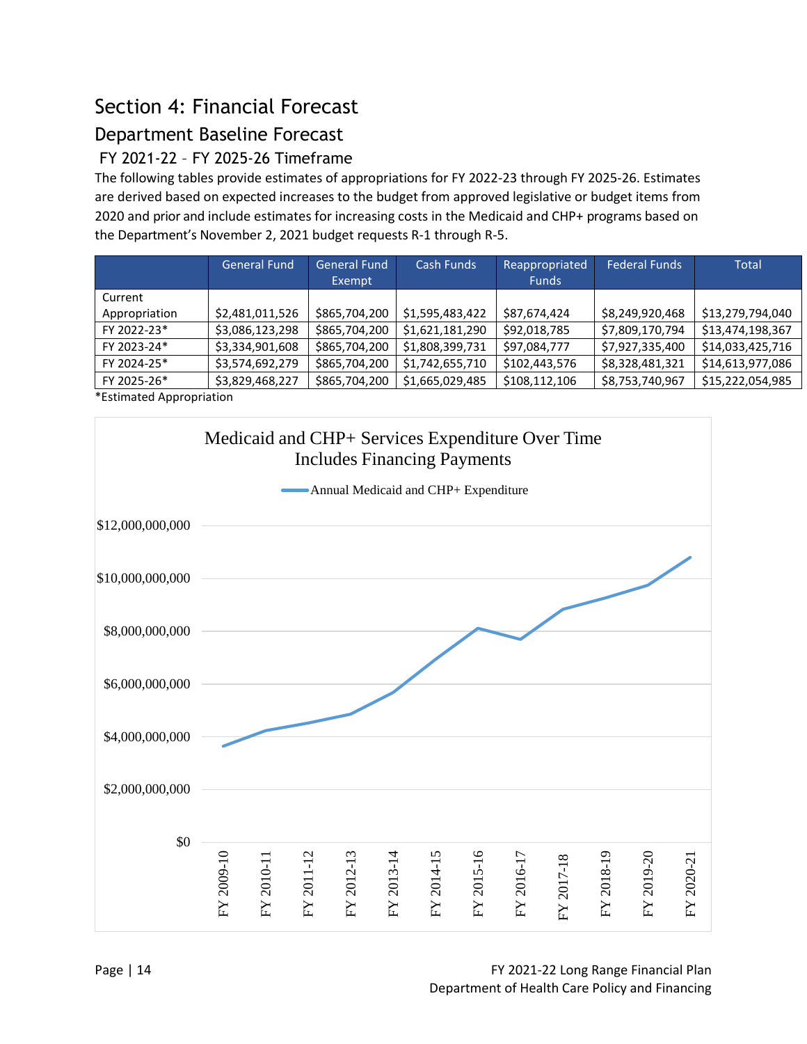# Section 4: Financial Forecast

## Department Baseline Forecast

### FY 2021-22 – FY 2025-26 Timeframe

The following tables provide estimates of appropriations for FY 2022-23 through FY 2025-26. Estimates are derived based on expected increases to the budget from approved legislative or budget items from 2020 and prior and include estimates for increasing costs in the Medicaid and CHP+ programs based on the Department's November 2, 2021 budget requests R-1 through R-5.

| | General Fund | General Fund Exempt | Cash Funds | Reappropriated Funds | Federal Funds | Total |
|---|---|---|---|---|---|---|
| Current Appropriation | $2,481,011,526 | $865,704,200 | $1,595,483,422 | $87,674,424 | $8,249,920,468 | $13,279,794,040 |
| FY 2022-23* | $3,086,123,298 | $865,704,200 | $1,621,181,290 | $92,018,785 | $7,809,170,794 | $13,474,198,367 |
| FY 2023-24* | $3,334,901,608 | $865,704,200 | $1,808,399,731 | $97,084,777 | $7,927,335,400 | $14,033,425,716 |
| FY 2024-25* | $3,574,692,279 | $865,704,200 | $1,742,655,710 | $102,443,576 | $8,328,481,321 | $14,613,977,086 |
| FY 2025-26* | $3,829,468,227 | $865,704,200 | $1,665,029,485 | $108,112,106 | $8,753,740,967 | $15,222,054,985 |

*Estimated Appropriation

Medicaid and CHP+ Services Expenditure Over Time
Includes Financing Payments

Annual Medicaid and CHP+ Expenditure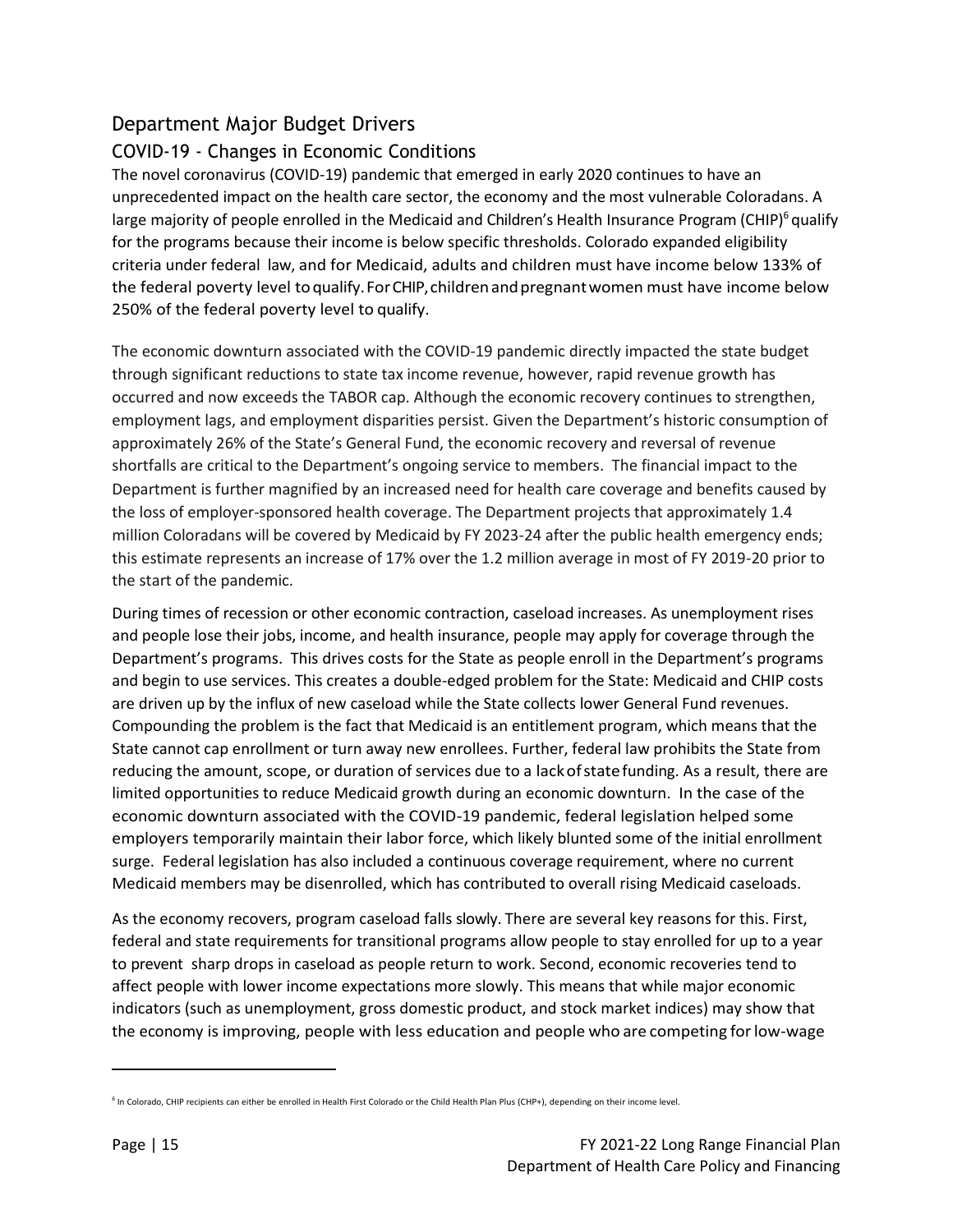## Department Major Budget Drivers

### COVID-19 - Changes in Economic Conditions

The novel coronavirus (COVID-19) pandemic that emerged in early 2020 continues to have an unprecedented impact on the health care sector, the economy and the most vulnerable Coloradans. A large majority of people enrolled in the Medicaid and Children's Health Insurance Program (CHIP)[6] qualify for the programs because their income is below specific thresholds. Colorado expanded eligibility criteria under federal law, and for Medicaid, adults and children must have income below 133% of the federal poverty level to qualify. For CHIP, children and pregnant women must have income below 250% of the federal poverty level to qualify.

The economic downturn associated with the COVID-19 pandemic directly impacted the state budget through significant reductions to state tax income revenue, however, rapid revenue growth has occurred and now exceeds the TABOR cap. Although the economic recovery continues to strengthen, employment lags, and employment disparities persist. Given the Department's historic consumption of approximately 26% of the State's General Fund, the economic recovery and reversal of revenue shortfalls are critical to the Department's ongoing service to members. The financial impact to the Department is further magnified by an increased need for health care coverage and benefits caused by the loss of employer-sponsored health coverage. The Department projects that approximately 1.4 million Coloradans will be covered by Medicaid by FY 2023-24 after the public health emergency ends; this estimate represents an increase of 17% over the 1.2 million average in most of FY 2019-20 prior to the start of the pandemic.

During times of recession or other economic contraction, caseload increases. As unemployment rises and people lose their jobs, income, and health insurance, people may apply for coverage through the Department's programs. This drives costs for the State as people enroll in the Department's programs and begin to use services. This creates a double-edged problem for the State: Medicaid and CHIP costs are driven up by the influx of new caseload while the State collects lower General Fund revenues. Compounding the problem is the fact that Medicaid is an entitlement program, which means that the State cannot cap enrollment or turn away new enrollees. Further, federal law prohibits the State from reducing the amount, scope, or duration of services due to a lack of state funding. As a result, there are limited opportunities to reduce Medicaid growth during an economic downturn. In the case of the economic downturn associated with the COVID-19 pandemic, federal legislation helped some employers temporarily maintain their labor force, which likely blunted some of the initial enrollment surge. Federal legislation has also included a continuous coverage requirement, where no current Medicaid members may be disenrolled, which has contributed to overall rising Medicaid caseloads.

As the economy recovers, program caseload falls slowly. There are several key reasons for this. First, federal and state requirements for transitional programs allow people to stay enrolled for up to a year to prevent sharp drops in caseload as people return to work. Second, economic recoveries tend to affect people with lower income expectations more slowly. This means that while major economic indicators (such as unemployment, gross domestic product, and stock market indices) may show that the economy is improving, people with less education and people who are competing for low-wage

---

[6] In Colorado, CHIP recipients can either be enrolled in Health First Colorado or the Child Health Plan Plus (CHP+), depending on their income level.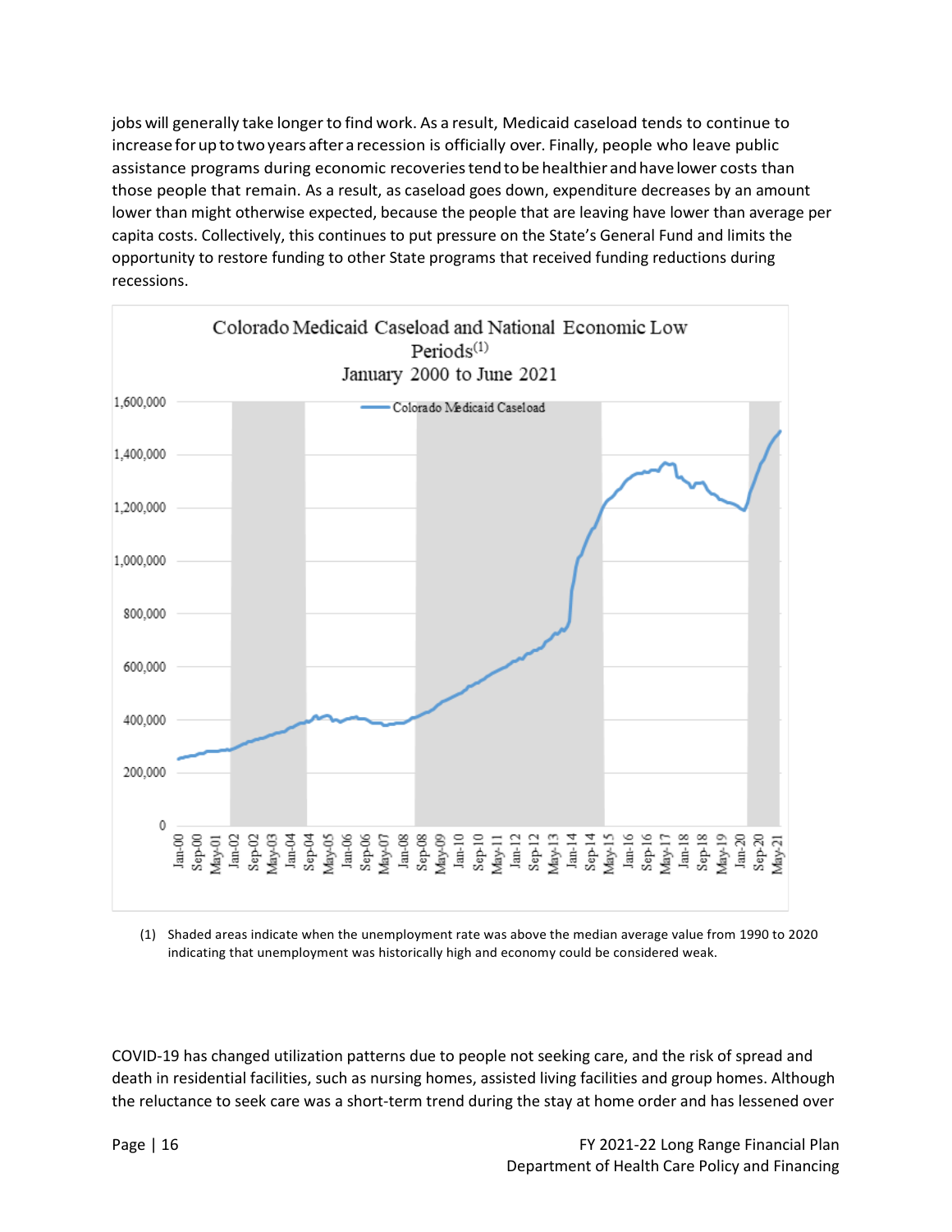jobs will generally take longer to find work. As a result, Medicaid caseload tends to continue to increase for up to two years after a recession is officially over. Finally, people who leave public assistance programs during economic recoveries tend to be healthier and have lower costs than those people that remain. As a result, as caseload goes down, expenditure decreases by an amount lower than might otherwise expected, because the people that are leaving have lower than average per capita costs. Collectively, this continues to put pressure on the State's General Fund and limits the opportunity to restore funding to other State programs that received funding reductions during recessions.

**Colorado Medicaid Caseload and National Economic Low Periods[(1)]**
**January 2000 to June 2021**

(1) Shaded areas indicate when the unemployment rate was above the median average value from 1990 to 2020 indicating that unemployment was historically high and economy could be considered weak.

COVID-19 has changed utilization patterns due to people not seeking care, and the risk of spread and death in residential facilities, such as nursing homes, assisted living facilities and group homes. Although the reluctance to seek care was a short-term trend during the stay at home order and has lessened over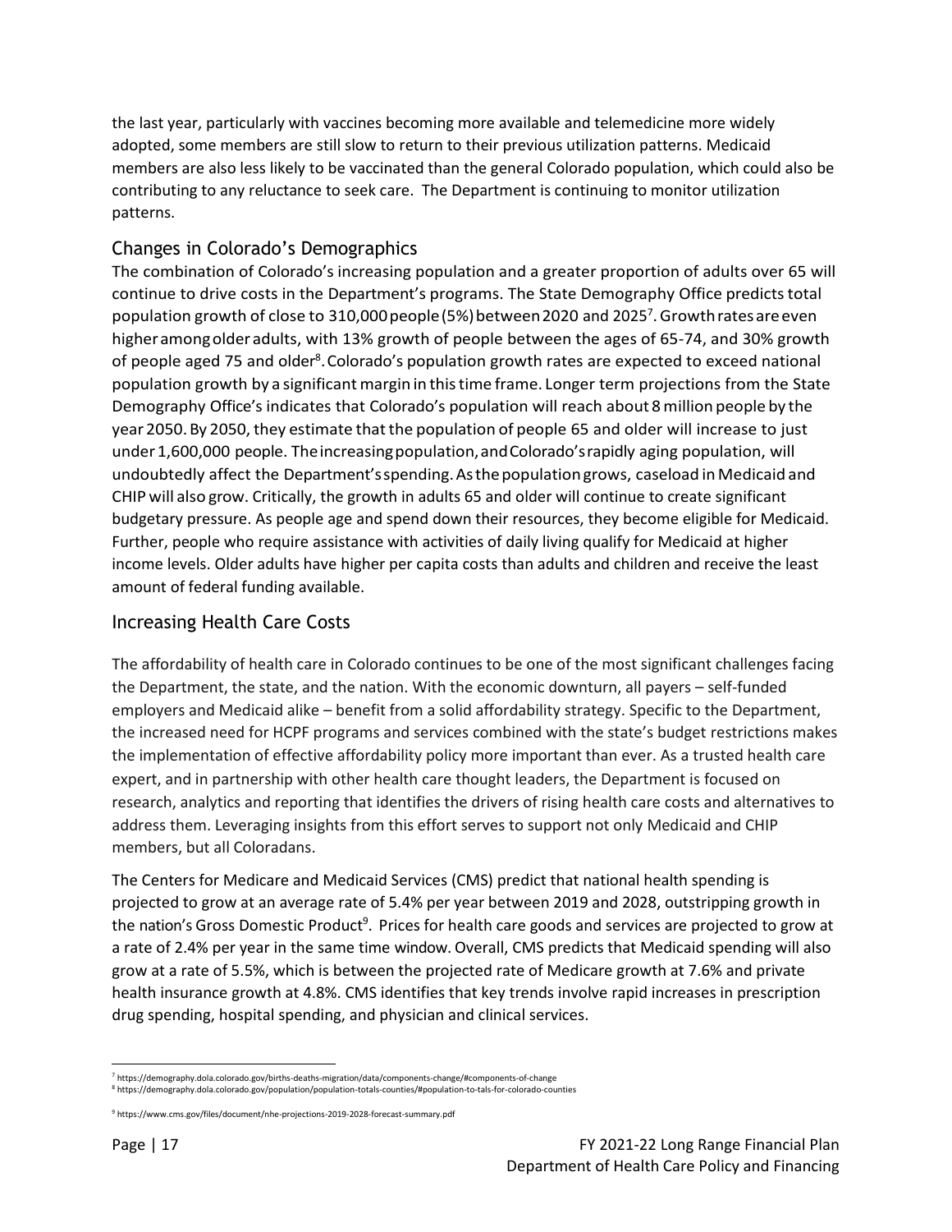the last year, particularly with vaccines becoming more available and telemedicine more widely adopted, some members are still slow to return to their previous utilization patterns. Medicaid members are also less likely to be vaccinated than the general Colorado population, which could also be contributing to any reluctance to seek care. The Department is continuing to monitor utilization patterns.

## Changes in Colorado's Demographics

The combination of Colorado's increasing population and a greater proportion of adults over 65 will continue to drive costs in the Department's programs. The State Demography Office predicts total population growth of close to 310,000 people (5%) between 2020 and 2025[7]. Growth rates are even higher among older adults, with 13% growth of people between the ages of 65-74, and 30% growth of people aged 75 and older[8]. Colorado's population growth rates are expected to exceed national population growth by a significant margin in this time frame. Longer term projections from the State Demography Office's indicates that Colorado's population will reach about 8 million people by the year 2050. By 2050, they estimate that the population of people 65 and older will increase to just under 1,600,000 people. The increasing population, and Colorado's rapidly aging population, will undoubtedly affect the Department's spending. As the population grows, caseload in Medicaid and CHIP will also grow. Critically, the growth in adults 65 and older will continue to create significant budgetary pressure. As people age and spend down their resources, they become eligible for Medicaid. Further, people who require assistance with activities of daily living qualify for Medicaid at higher income levels. Older adults have higher per capita costs than adults and children and receive the least amount of federal funding available.

## Increasing Health Care Costs

The affordability of health care in Colorado continues to be one of the most significant challenges facing the Department, the state, and the nation. With the economic downturn, all payers – self-funded employers and Medicaid alike – benefit from a solid affordability strategy. Specific to the Department, the increased need for HCPF programs and services combined with the state's budget restrictions makes the implementation of effective affordability policy more important than ever. As a trusted health care expert, and in partnership with other health care thought leaders, the Department is focused on research, analytics and reporting that identifies the drivers of rising health care costs and alternatives to address them. Leveraging insights from this effort serves to support not only Medicaid and CHIP members, but all Coloradans.

The Centers for Medicare and Medicaid Services (CMS) predict that national health spending is projected to grow at an average rate of 5.4% per year between 2019 and 2028, outstripping growth in the nation's Gross Domestic Product[9]. Prices for health care goods and services are projected to grow at a rate of 2.4% per year in the same time window. Overall, CMS predicts that Medicaid spending will also grow at a rate of 5.5%, which is between the projected rate of Medicare growth at 7.6% and private health insurance growth at 4.8%. CMS identifies that key trends involve rapid increases in prescription drug spending, hospital spending, and physician and clinical services.

---

[7] https://demography.dola.colorado.gov/births-deaths-migration/data/components-change/#components-of-change

[8] https://demography.dola.colorado.gov/population/population-totals-counties/#population-to-tals-for-colorado-counties

[9] https://www.cms.gov/files/document/nhe-projections-2019-2028-forecast-summary.pdf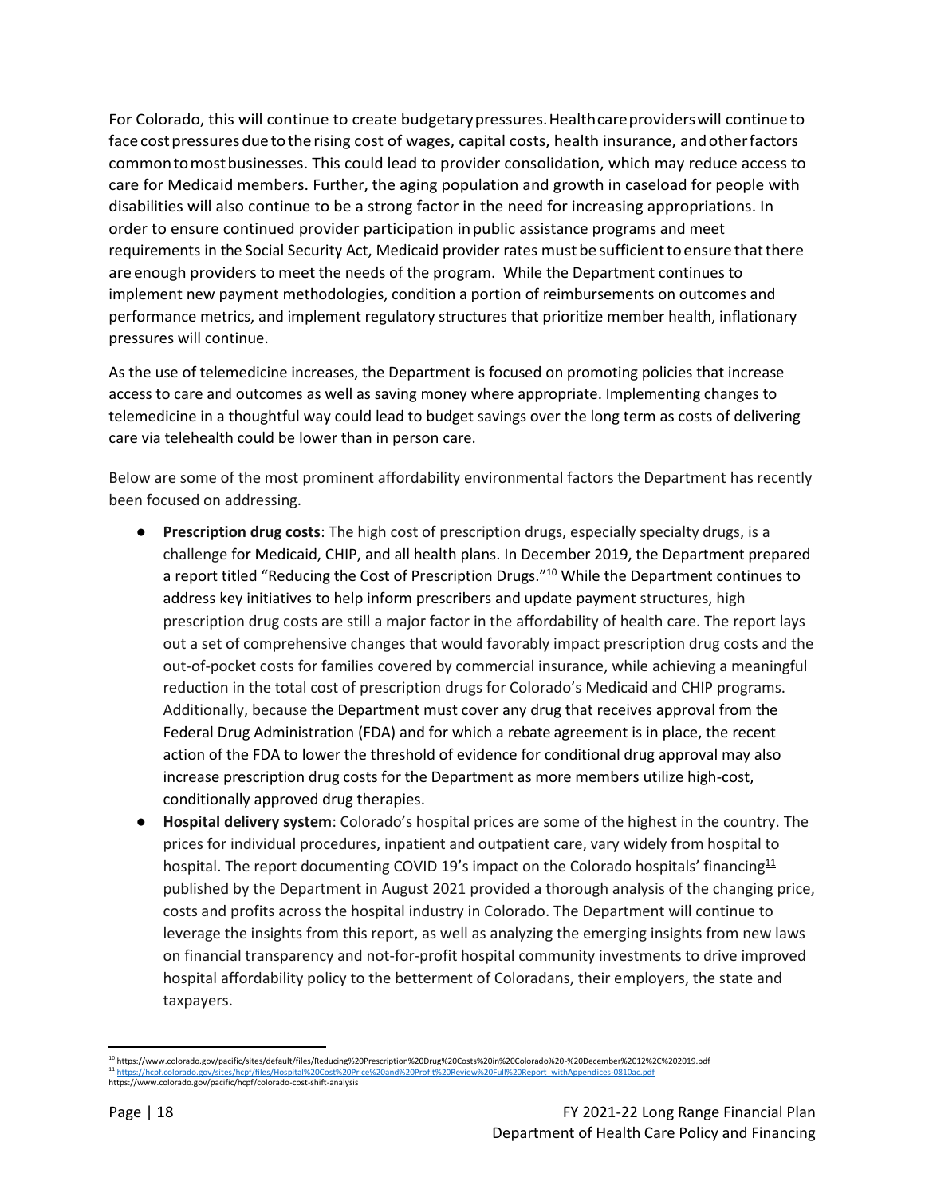For Colorado, this will continue to create budgetary pressures. Health care providers will continue to face cost pressures due to the rising cost of wages, capital costs, health insurance, and other factors common to most businesses. This could lead to provider consolidation, which may reduce access to care for Medicaid members. Further, the aging population and growth in caseload for people with disabilities will also continue to be a strong factor in the need for increasing appropriations. In order to ensure continued provider participation in public assistance programs and meet requirements in the Social Security Act, Medicaid provider rates must be sufficient to ensure that there are enough providers to meet the needs of the program. While the Department continues to implement new payment methodologies, condition a portion of reimbursements on outcomes and performance metrics, and implement regulatory structures that prioritize member health, inflationary pressures will continue.

As the use of telemedicine increases, the Department is focused on promoting policies that increase access to care and outcomes as well as saving money where appropriate. Implementing changes to telemedicine in a thoughtful way could lead to budget savings over the long term as costs of delivering care via telehealth could be lower than in person care.

Below are some of the most prominent affordability environmental factors the Department has recently been focused on addressing.

- **Prescription drug costs**: The high cost of prescription drugs, especially specialty drugs, is a challenge for Medicaid, CHIP, and all health plans. In December 2019, the Department prepared a report titled "Reducing the Cost of Prescription Drugs."[10] While the Department continues to address key initiatives to help inform prescribers and update payment structures, high prescription drug costs are still a major factor in the affordability of health care. The report lays out a set of comprehensive changes that would favorably impact prescription drug costs and the out-of-pocket costs for families covered by commercial insurance, while achieving a meaningful reduction in the total cost of prescription drugs for Colorado's Medicaid and CHIP programs. Additionally, because the Department must cover any drug that receives approval from the Federal Drug Administration (FDA) and for which a rebate agreement is in place, the recent action of the FDA to lower the threshold of evidence for conditional drug approval may also increase prescription drug costs for the Department as more members utilize high-cost, conditionally approved drug therapies.
- **Hospital delivery system**: Colorado's hospital prices are some of the highest in the country. The prices for individual procedures, inpatient and outpatient care, vary widely from hospital to hospital. The report documenting COVID 19's impact on the Colorado hospitals' financing[11] published by the Department in August 2021 provided a thorough analysis of the changing price, costs and profits across the hospital industry in Colorado. The Department will continue to leverage the insights from this report, as well as analyzing the emerging insights from new laws on financial transparency and not-for-profit hospital community investments to drive improved hospital affordability policy to the betterment of Coloradans, their employers, the state and taxpayers.

---

[10] https://www.colorado.gov/pacific/sites/default/files/Reducing%20Prescription%20Drug%20Costs%20in%20Colorado%20-%20December%2012%2C%202019.pdf

[11] https://hcpf.colorado.gov/sites/hcpf/files/Hospital%20Cost%20Price%20and%20Profit%20Review%20Full%20Report_withAppendices-0810ac.pdf

https://www.colorado.gov/pacific/hcpf/colorado-cost-shift-analysis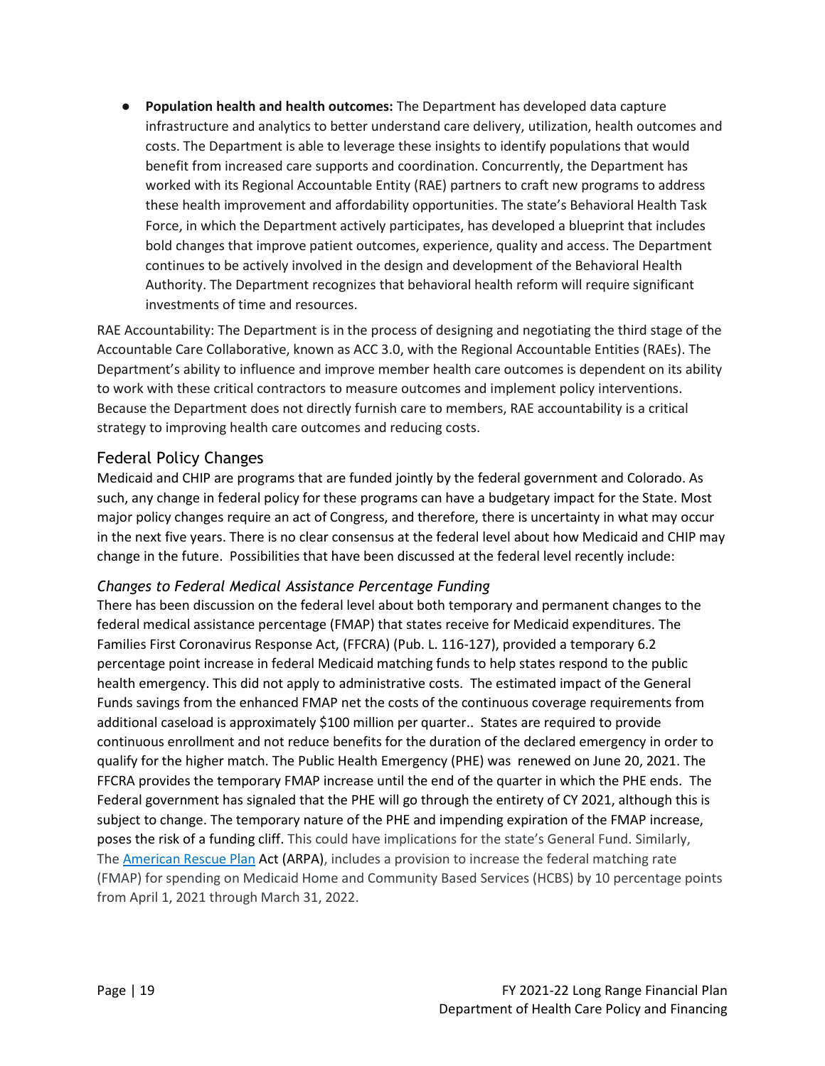- **Population health and health outcomes:** The Department has developed data capture infrastructure and analytics to better understand care delivery, utilization, health outcomes and costs. The Department is able to leverage these insights to identify populations that would benefit from increased care supports and coordination. Concurrently, the Department has worked with its Regional Accountable Entity (RAE) partners to craft new programs to address these health improvement and affordability opportunities. The state's Behavioral Health Task Force, in which the Department actively participates, has developed a blueprint that includes bold changes that improve patient outcomes, experience, quality and access. The Department continues to be actively involved in the design and development of the Behavioral Health Authority. The Department recognizes that behavioral health reform will require significant investments of time and resources.

RAE Accountability: The Department is in the process of designing and negotiating the third stage of the Accountable Care Collaborative, known as ACC 3.0, with the Regional Accountable Entities (RAEs). The Department's ability to influence and improve member health care outcomes is dependent on its ability to work with these critical contractors to measure outcomes and implement policy interventions. Because the Department does not directly furnish care to members, RAE accountability is a critical strategy to improving health care outcomes and reducing costs.

## Federal Policy Changes

Medicaid and CHIP are programs that are funded jointly by the federal government and Colorado. As such, any change in federal policy for these programs can have a budgetary impact for the State. Most major policy changes require an act of Congress, and therefore, there is uncertainty in what may occur in the next five years. There is no clear consensus at the federal level about how Medicaid and CHIP may change in the future. Possibilities that have been discussed at the federal level recently include:

### *Changes to Federal Medical Assistance Percentage Funding*

There has been discussion on the federal level about both temporary and permanent changes to the federal medical assistance percentage (FMAP) that states receive for Medicaid expenditures. The Families First Coronavirus Response Act, (FFCRA) (Pub. L. 116-127), provided a temporary 6.2 percentage point increase in federal Medicaid matching funds to help states respond to the public health emergency. This did not apply to administrative costs. The estimated impact of the General Funds savings from the enhanced FMAP net the costs of the continuous coverage requirements from additional caseload is approximately $100 million per quarter.. States are required to provide continuous enrollment and not reduce benefits for the duration of the declared emergency in order to qualify for the higher match. The Public Health Emergency (PHE) was renewed on June 20, 2021. The FFCRA provides the temporary FMAP increase until the end of the quarter in which the PHE ends. The Federal government has signaled that the PHE will go through the entirety of CY 2021, although this is subject to change. The temporary nature of the PHE and impending expiration of the FMAP increase, poses the risk of a funding cliff. This could have implications for the state's General Fund. Similarly, The [American Rescue Plan](American Rescue Plan) Act (ARPA), includes a provision to increase the federal matching rate (FMAP) for spending on Medicaid Home and Community Based Services (HCBS) by 10 percentage points from April 1, 2021 through March 31, 2022.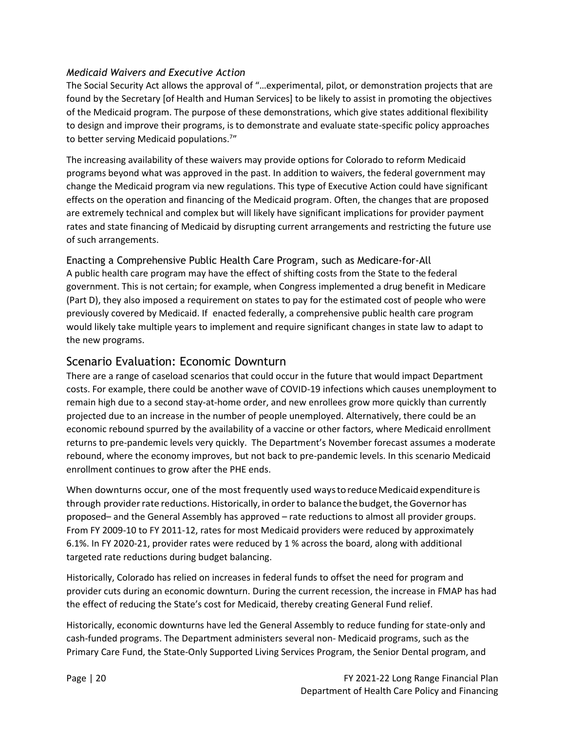### *Medicaid Waivers and Executive Action*

The Social Security Act allows the approval of "…experimental, pilot, or demonstration projects that are found by the Secretary [of Health and Human Services] to be likely to assist in promoting the objectives of the Medicaid program. The purpose of these demonstrations, which give states additional flexibility to design and improve their programs, is to demonstrate and evaluate state-specific policy approaches to better serving Medicaid populations.[7]"

The increasing availability of these waivers may provide options for Colorado to reform Medicaid programs beyond what was approved in the past. In addition to waivers, the federal government may change the Medicaid program via new regulations. This type of Executive Action could have significant effects on the operation and financing of the Medicaid program. Often, the changes that are proposed are extremely technical and complex but will likely have significant implications for provider payment rates and state financing of Medicaid by disrupting current arrangements and restricting the future use of such arrangements.

### Enacting a Comprehensive Public Health Care Program, such as Medicare-for-All

A public health care program may have the effect of shifting costs from the State to the federal government. This is not certain; for example, when Congress implemented a drug benefit in Medicare (Part D), they also imposed a requirement on states to pay for the estimated cost of people who were previously covered by Medicaid. If enacted federally, a comprehensive public health care program would likely take multiple years to implement and require significant changes in state law to adapt to the new programs.

## Scenario Evaluation: Economic Downturn

There are a range of caseload scenarios that could occur in the future that would impact Department costs. For example, there could be another wave of COVID-19 infections which causes unemployment to remain high due to a second stay-at-home order, and new enrollees grow more quickly than currently projected due to an increase in the number of people unemployed. Alternatively, there could be an economic rebound spurred by the availability of a vaccine or other factors, where Medicaid enrollment returns to pre-pandemic levels very quickly. The Department's November forecast assumes a moderate rebound, where the economy improves, but not back to pre-pandemic levels. In this scenario Medicaid enrollment continues to grow after the PHE ends.

When downturns occur, one of the most frequently used ways to reduce Medicaid expenditure is through provider rate reductions. Historically, in order to balance the budget, the Governor has proposed– and the General Assembly has approved – rate reductions to almost all provider groups. From FY 2009-10 to FY 2011-12, rates for most Medicaid providers were reduced by approximately 6.1%. In FY 2020-21, provider rates were reduced by 1 % across the board, along with additional targeted rate reductions during budget balancing.

Historically, Colorado has relied on increases in federal funds to offset the need for program and provider cuts during an economic downturn. During the current recession, the increase in FMAP has had the effect of reducing the State's cost for Medicaid, thereby creating General Fund relief.

Historically, economic downturns have led the General Assembly to reduce funding for state-only and cash-funded programs. The Department administers several non- Medicaid programs, such as the Primary Care Fund, the State-Only Supported Living Services Program, the Senior Dental program, and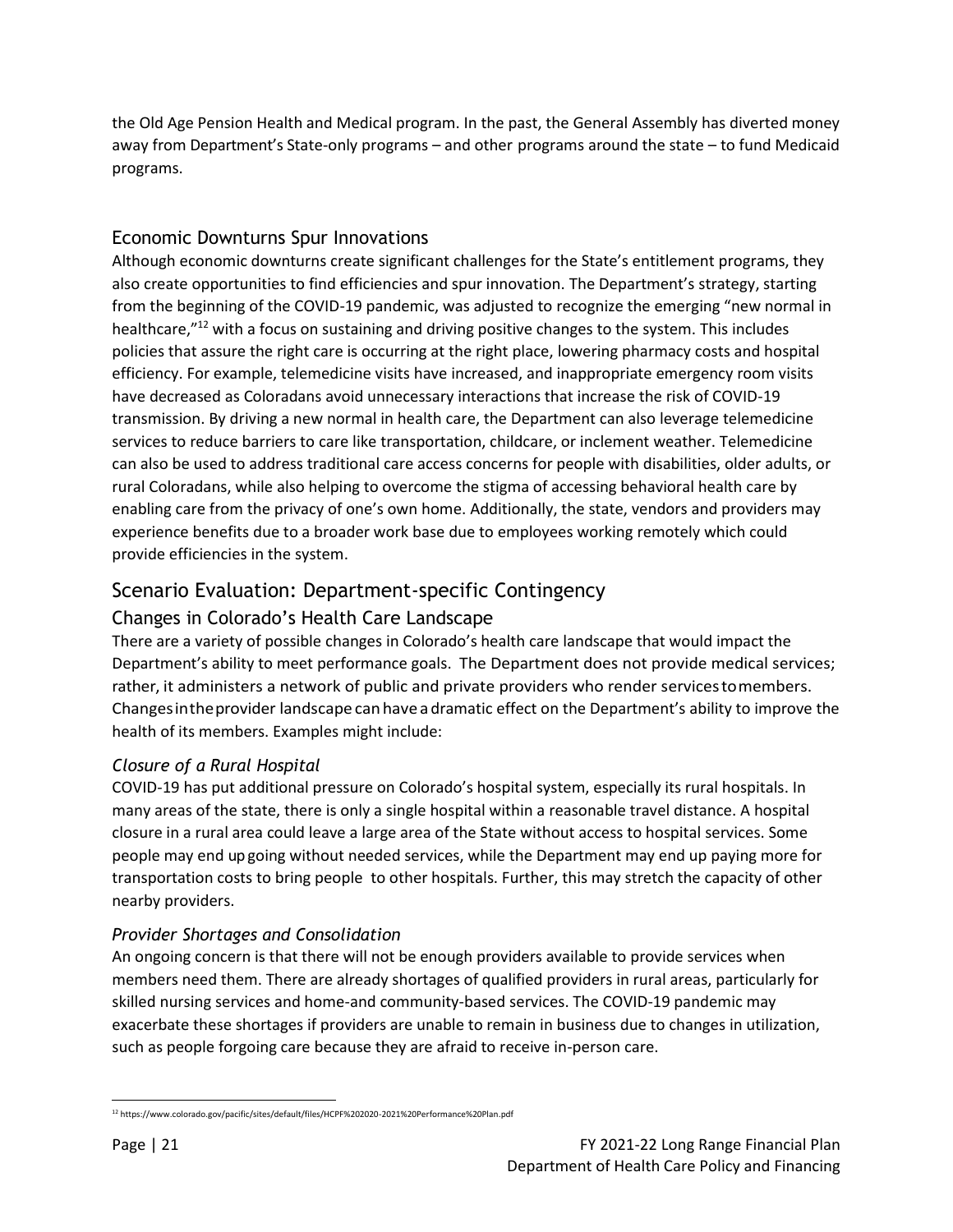the Old Age Pension Health and Medical program. In the past, the General Assembly has diverted money away from Department's State-only programs – and other programs around the state – to fund Medicaid programs.

## Economic Downturns Spur Innovations

Although economic downturns create significant challenges for the State's entitlement programs, they also create opportunities to find efficiencies and spur innovation. The Department's strategy, starting from the beginning of the COVID-19 pandemic, was adjusted to recognize the emerging "new normal in healthcare,"[12] with a focus on sustaining and driving positive changes to the system. This includes policies that assure the right care is occurring at the right place, lowering pharmacy costs and hospital efficiency. For example, telemedicine visits have increased, and inappropriate emergency room visits have decreased as Coloradans avoid unnecessary interactions that increase the risk of COVID-19 transmission. By driving a new normal in health care, the Department can also leverage telemedicine services to reduce barriers to care like transportation, childcare, or inclement weather. Telemedicine can also be used to address traditional care access concerns for people with disabilities, older adults, or rural Coloradans, while also helping to overcome the stigma of accessing behavioral health care by enabling care from the privacy of one's own home. Additionally, the state, vendors and providers may experience benefits due to a broader work base due to employees working remotely which could provide efficiencies in the system.

# Scenario Evaluation: Department-specific Contingency

## Changes in Colorado's Health Care Landscape

There are a variety of possible changes in Colorado's health care landscape that would impact the Department's ability to meet performance goals. The Department does not provide medical services; rather, it administers a network of public and private providers who render services to members. Changes in the provider landscape can have a dramatic effect on the Department's ability to improve the health of its members. Examples might include:

### *Closure of a Rural Hospital*

COVID-19 has put additional pressure on Colorado's hospital system, especially its rural hospitals. In many areas of the state, there is only a single hospital within a reasonable travel distance. A hospital closure in a rural area could leave a large area of the State without access to hospital services. Some people may end up going without needed services, while the Department may end up paying more for transportation costs to bring people to other hospitals. Further, this may stretch the capacity of other nearby providers.

### *Provider Shortages and Consolidation*

An ongoing concern is that there will not be enough providers available to provide services when members need them. There are already shortages of qualified providers in rural areas, particularly for skilled nursing services and home-and community-based services. The COVID-19 pandemic may exacerbate these shortages if providers are unable to remain in business due to changes in utilization, such as people forgoing care because they are afraid to receive in-person care.

---

[12] https://www.colorado.gov/pacific/sites/default/files/HCPF%202020-2021%20Performance%20Plan.pdf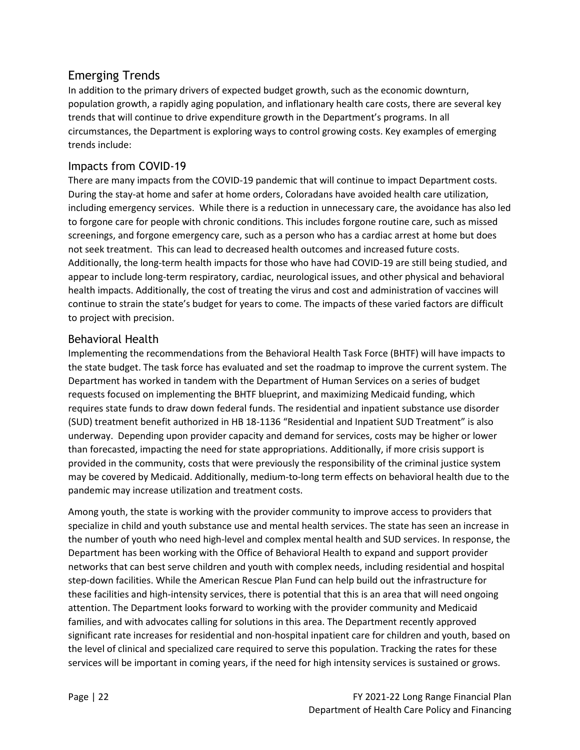## Emerging Trends

In addition to the primary drivers of expected budget growth, such as the economic downturn, population growth, a rapidly aging population, and inflationary health care costs, there are several key trends that will continue to drive expenditure growth in the Department's programs. In all circumstances, the Department is exploring ways to control growing costs. Key examples of emerging trends include:

### Impacts from COVID-19

There are many impacts from the COVID-19 pandemic that will continue to impact Department costs. During the stay-at home and safer at home orders, Coloradans have avoided health care utilization, including emergency services. While there is a reduction in unnecessary care, the avoidance has also led to forgone care for people with chronic conditions. This includes forgone routine care, such as missed screenings, and forgone emergency care, such as a person who has a cardiac arrest at home but does not seek treatment. This can lead to decreased health outcomes and increased future costs. Additionally, the long-term health impacts for those who have had COVID-19 are still being studied, and appear to include long-term respiratory, cardiac, neurological issues, and other physical and behavioral health impacts. Additionally, the cost of treating the virus and cost and administration of vaccines will continue to strain the state's budget for years to come. The impacts of these varied factors are difficult to project with precision.

### Behavioral Health

Implementing the recommendations from the Behavioral Health Task Force (BHTF) will have impacts to the state budget. The task force has evaluated and set the roadmap to improve the current system. The Department has worked in tandem with the Department of Human Services on a series of budget requests focused on implementing the BHTF blueprint, and maximizing Medicaid funding, which requires state funds to draw down federal funds. The residential and inpatient substance use disorder (SUD) treatment benefit authorized in HB 18-1136 "Residential and Inpatient SUD Treatment" is also underway. Depending upon provider capacity and demand for services, costs may be higher or lower than forecasted, impacting the need for state appropriations. Additionally, if more crisis support is provided in the community, costs that were previously the responsibility of the criminal justice system may be covered by Medicaid. Additionally, medium-to-long term effects on behavioral health due to the pandemic may increase utilization and treatment costs.

Among youth, the state is working with the provider community to improve access to providers that specialize in child and youth substance use and mental health services. The state has seen an increase in the number of youth who need high-level and complex mental health and SUD services. In response, the Department has been working with the Office of Behavioral Health to expand and support provider networks that can best serve children and youth with complex needs, including residential and hospital step-down facilities. While the American Rescue Plan Fund can help build out the infrastructure for these facilities and high-intensity services, there is potential that this is an area that will need ongoing attention. The Department looks forward to working with the provider community and Medicaid families, and with advocates calling for solutions in this area. The Department recently approved significant rate increases for residential and non-hospital inpatient care for children and youth, based on the level of clinical and specialized care required to serve this population. Tracking the rates for these services will be important in coming years, if the need for high intensity services is sustained or grows.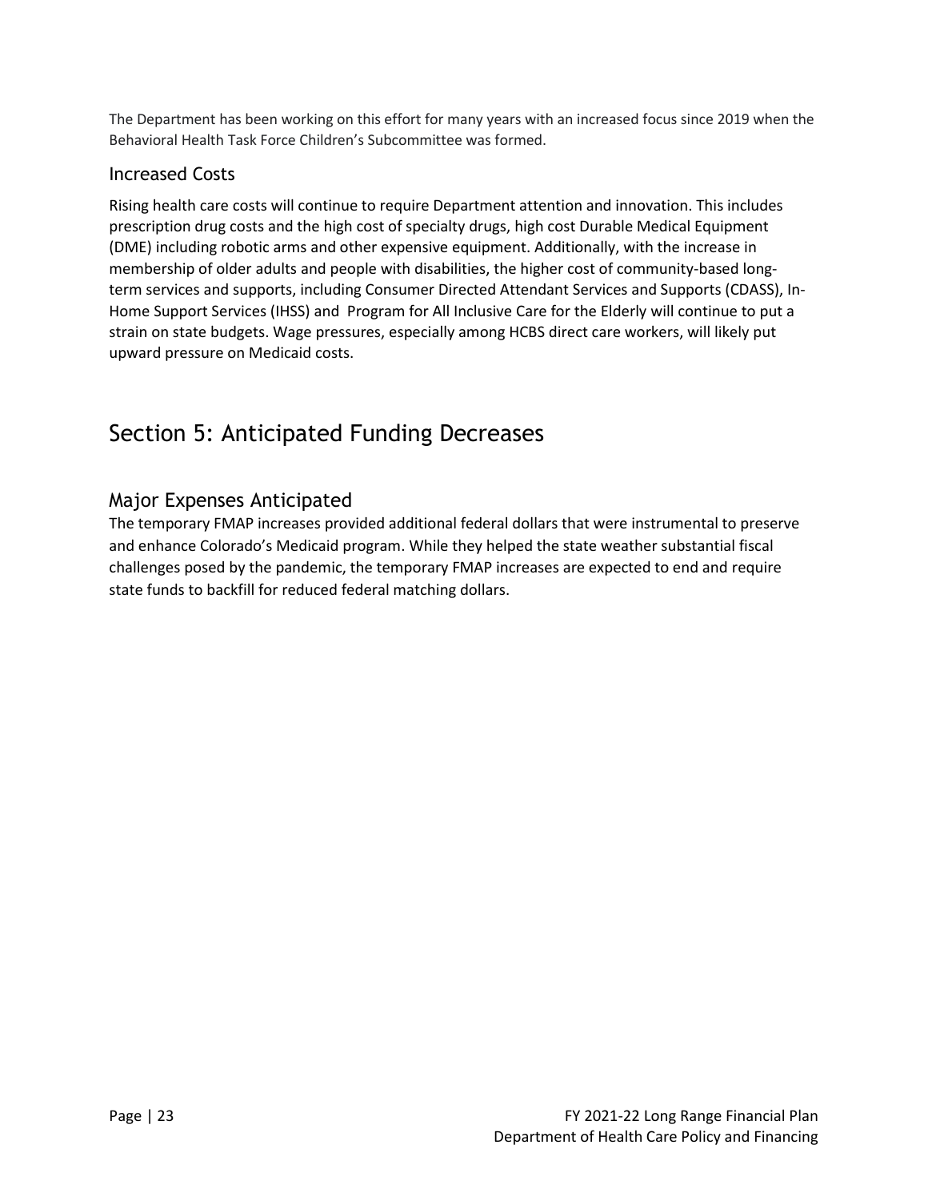The Department has been working on this effort for many years with an increased focus since 2019 when the Behavioral Health Task Force Children's Subcommittee was formed.

### Increased Costs

Rising health care costs will continue to require Department attention and innovation. This includes prescription drug costs and the high cost of specialty drugs, high cost Durable Medical Equipment (DME) including robotic arms and other expensive equipment. Additionally, with the increase in membership of older adults and people with disabilities, the higher cost of community-based long-term services and supports, including Consumer Directed Attendant Services and Supports (CDASS), In-Home Support Services (IHSS) and Program for All Inclusive Care for the Elderly will continue to put a strain on state budgets. Wage pressures, especially among HCBS direct care workers, will likely put upward pressure on Medicaid costs.

## Section 5: Anticipated Funding Decreases

### Major Expenses Anticipated

The temporary FMAP increases provided additional federal dollars that were instrumental to preserve and enhance Colorado's Medicaid program. While they helped the state weather substantial fiscal challenges posed by the pandemic, the temporary FMAP increases are expected to end and require state funds to backfill for reduced federal matching dollars.